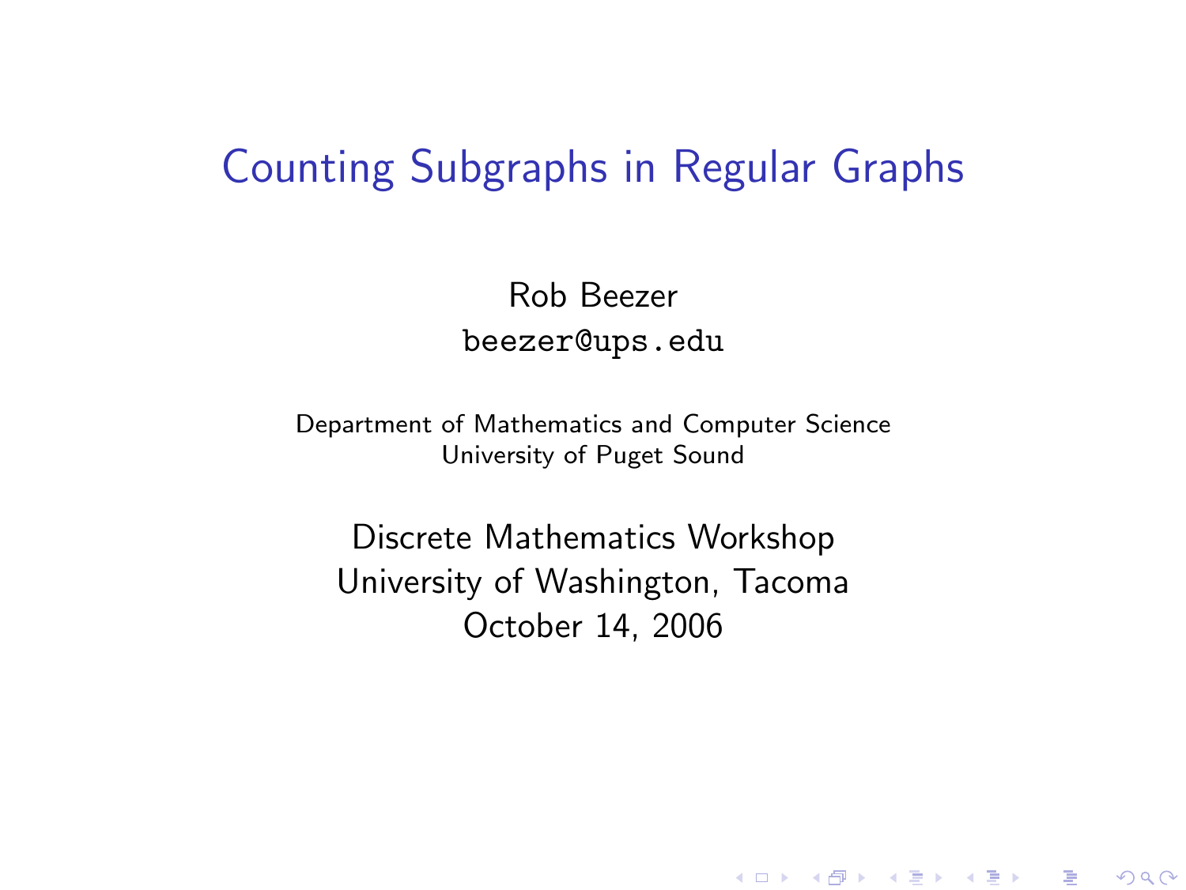# Counting Subgraphs in Regular Graphs

Rob Beezer
`beezer@ups.edu`

Department of Mathematics and Computer Science
University of Puget Sound

Discrete Mathematics Workshop
University of Washington, Tacoma
October 14, 2006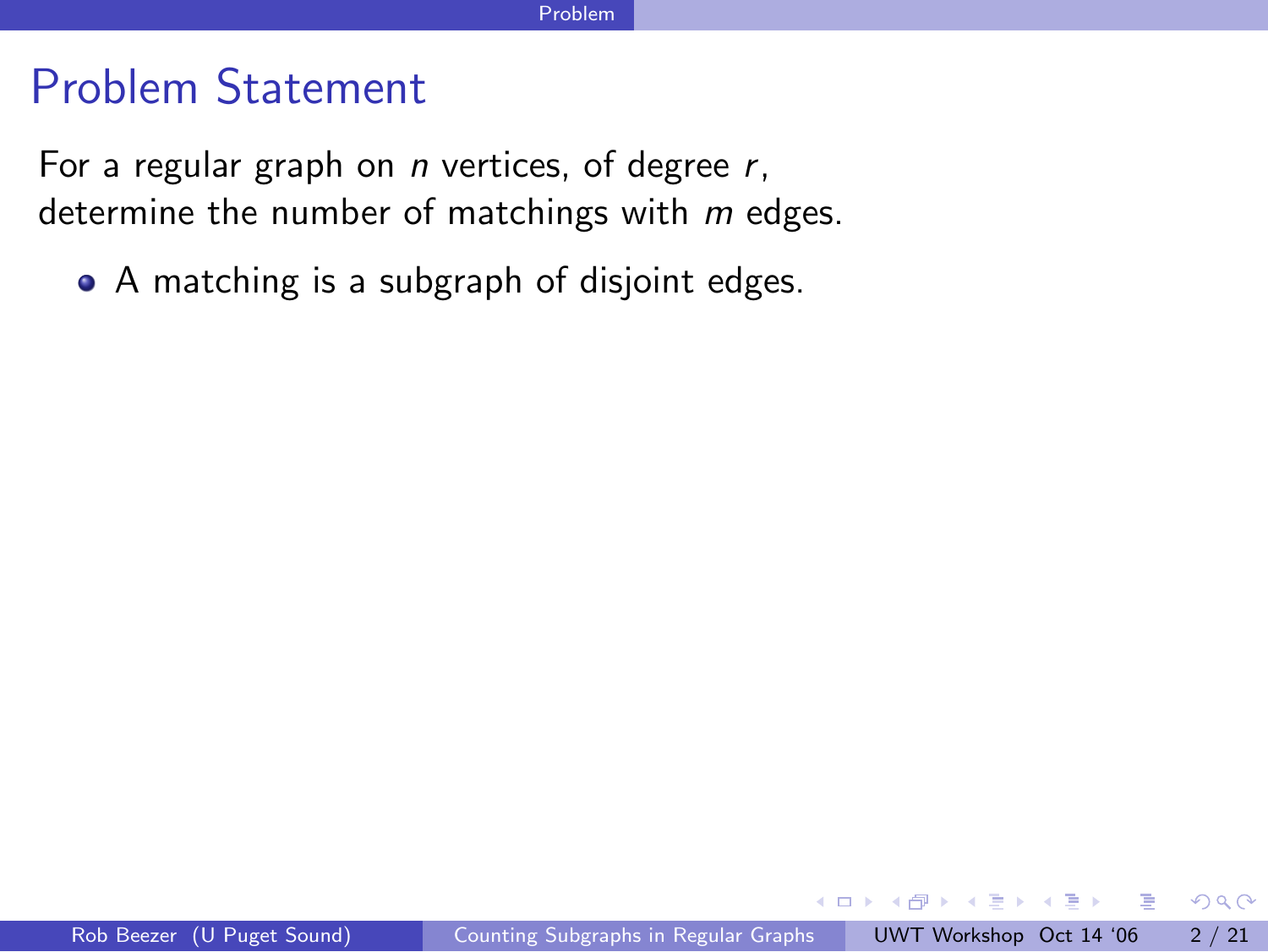# Problem Statement

For a regular graph on $n$ vertices, of degree $r$,
determine the number of matchings with $m$ edges.

- A matching is a subgraph of disjoint edges.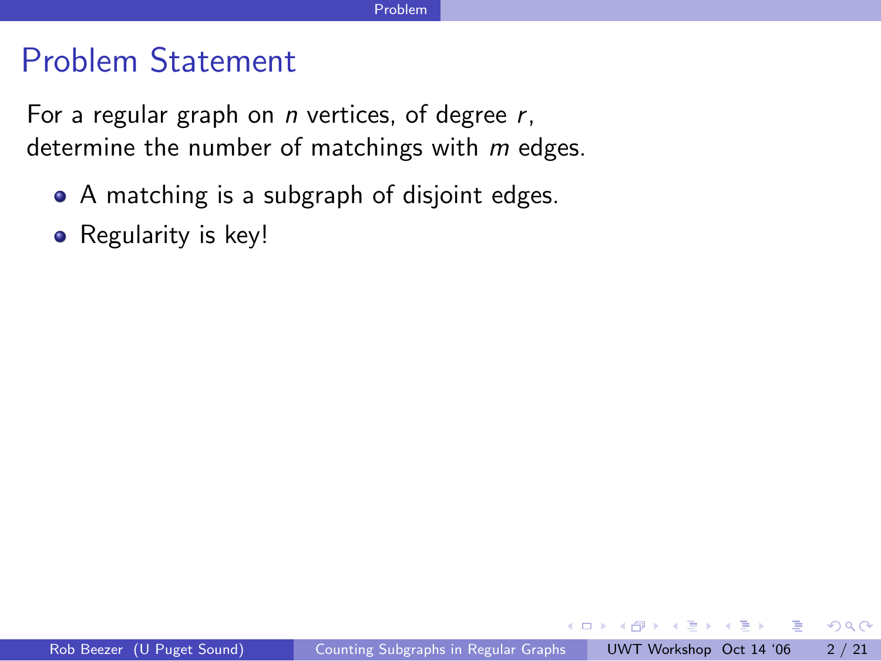# Problem Statement

For a regular graph on $n$ vertices, of degree $r$, determine the number of matchings with $m$ edges.

- A matching is a subgraph of disjoint edges.
- Regularity is key!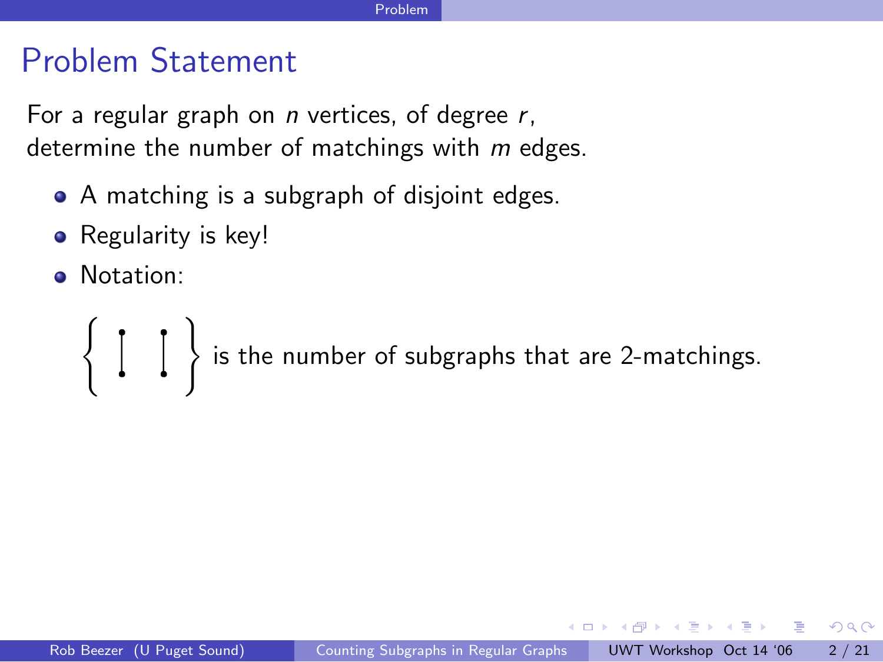# Problem Statement

For a regular graph on $n$ vertices, of degree $r$,
determine the number of matchings with $m$ edges.

- A matching is a subgraph of disjoint edges.
- Regularity is key!
- Notation:

$\left\{ \,|\;\;|\, \right\}$ is the number of subgraphs that are 2-matchings.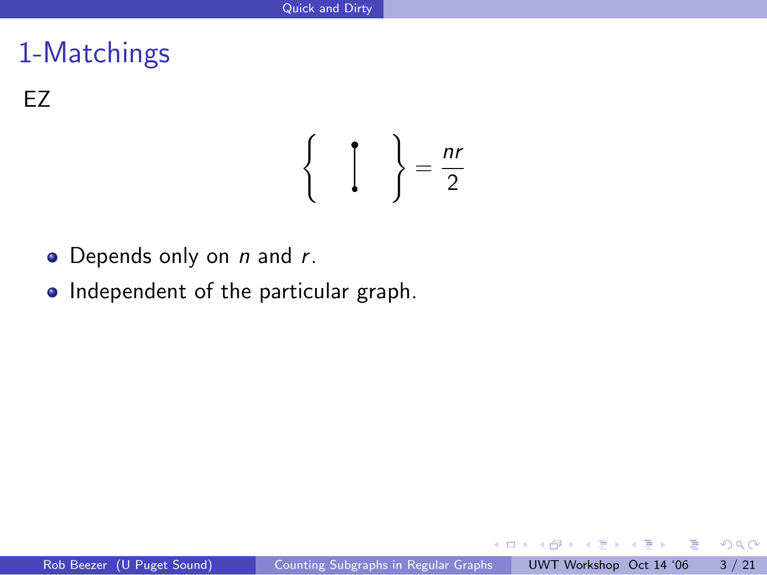# 1-Matchings

EZ

$$\left\{ \quad \mid \quad \right\} = \frac{nr}{2}$$

- Depends only on $n$ and $r$.
- Independent of the particular graph.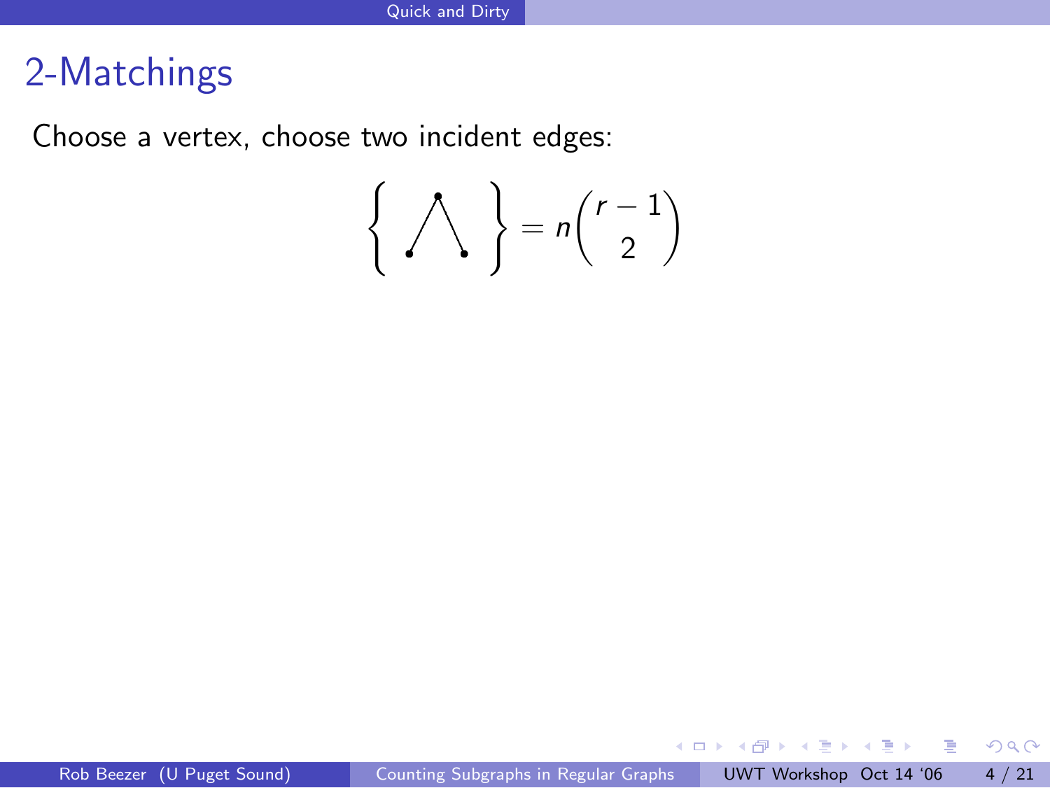## 2-Matchings

Choose a vertex, choose two incident edges:

$$\left\{ \bigwedge \right\} = n\binom{r-1}{2}$$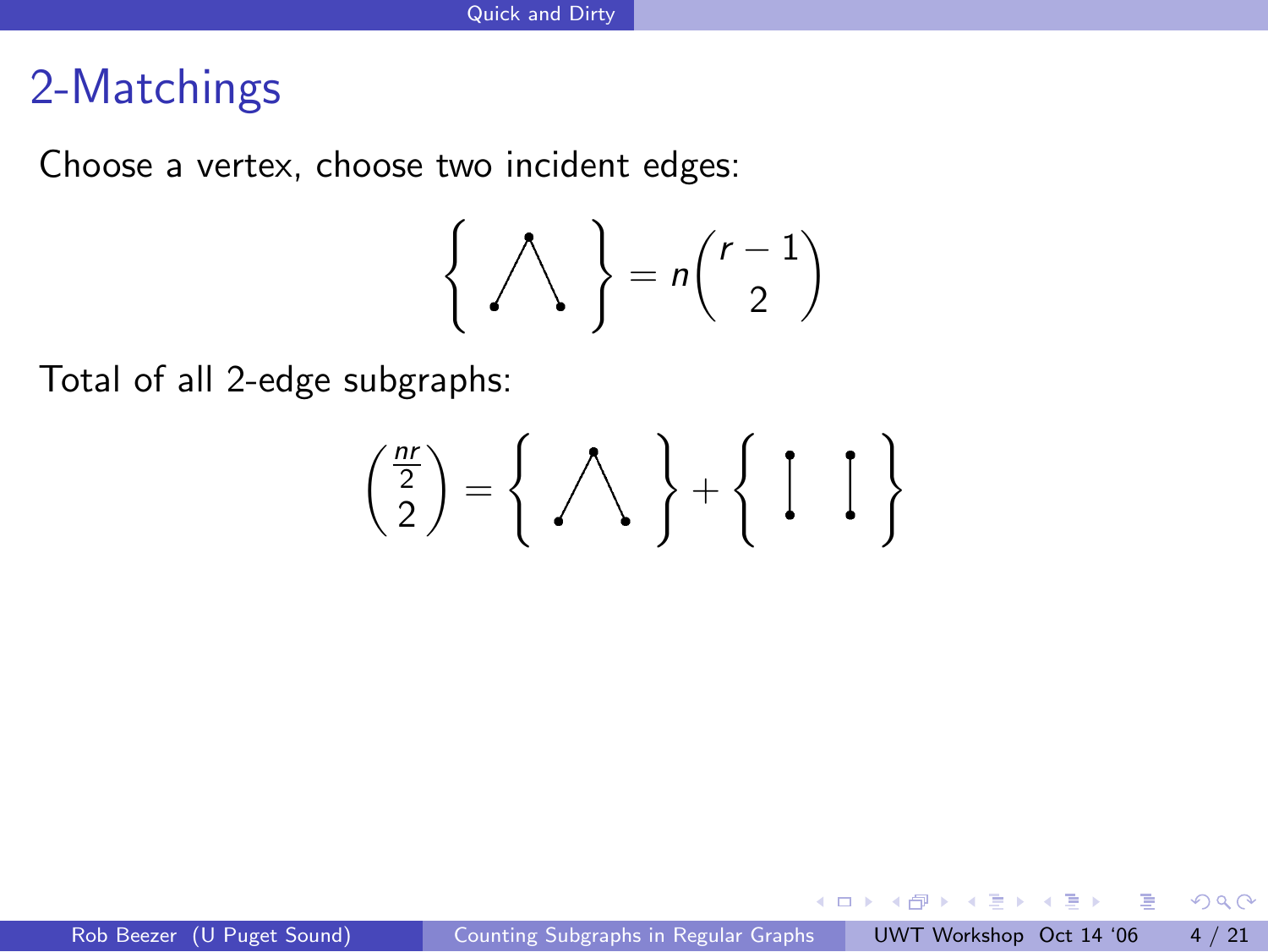## 2-Matchings

Choose a vertex, choose two incident edges:

$$\left\{ \wedge \right\} = n\binom{r-1}{2}$$

Total of all 2-edge subgraphs:

$$\binom{\frac{nr}{2}}{2} = \left\{ \wedge \right\} + \left\{ \mid \; \mid \right\}$$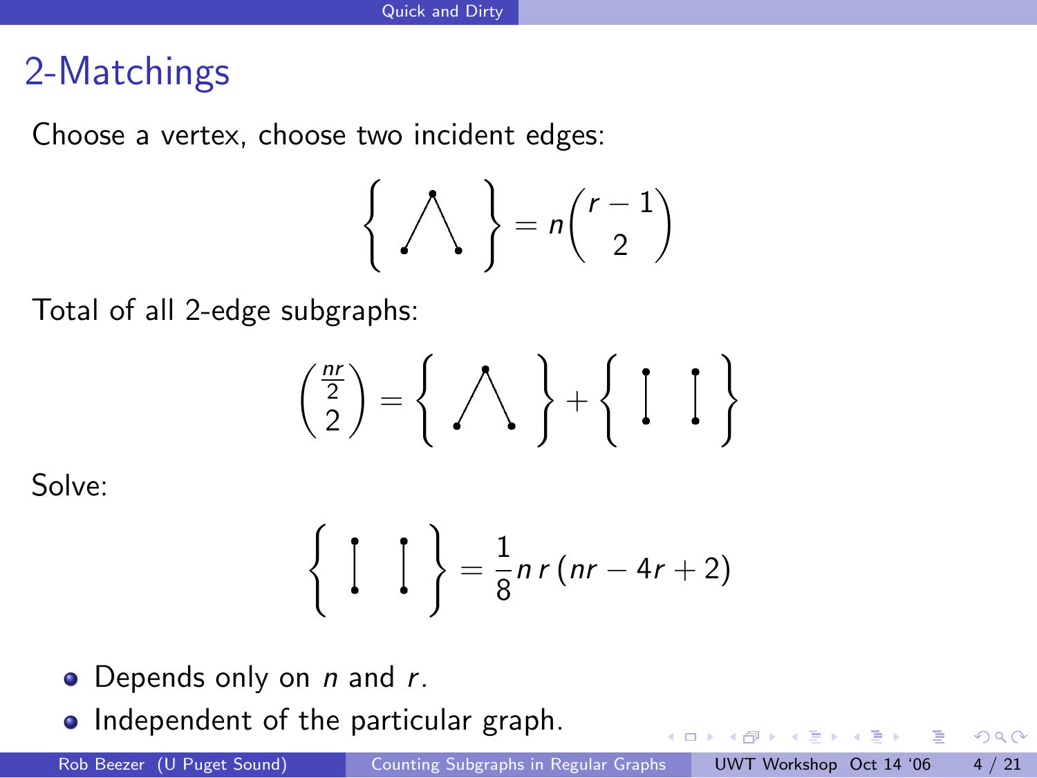## 2-Matchings

Choose a vertex, choose two incident edges:

$$\left\{ \bigwedge \right\} = n\binom{r-1}{2}$$

Total of all 2-edge subgraphs:

$$\binom{\frac{nr}{2}}{2} = \left\{ \bigwedge \right\} + \left\{ \mid \;\; \mid \right\}$$

Solve:

$$\left\{ \mid \;\; \mid \right\} = \frac{1}{8} n\, r\, (nr - 4r + 2)$$

- Depends only on $n$ and $r$.
- Independent of the particular graph.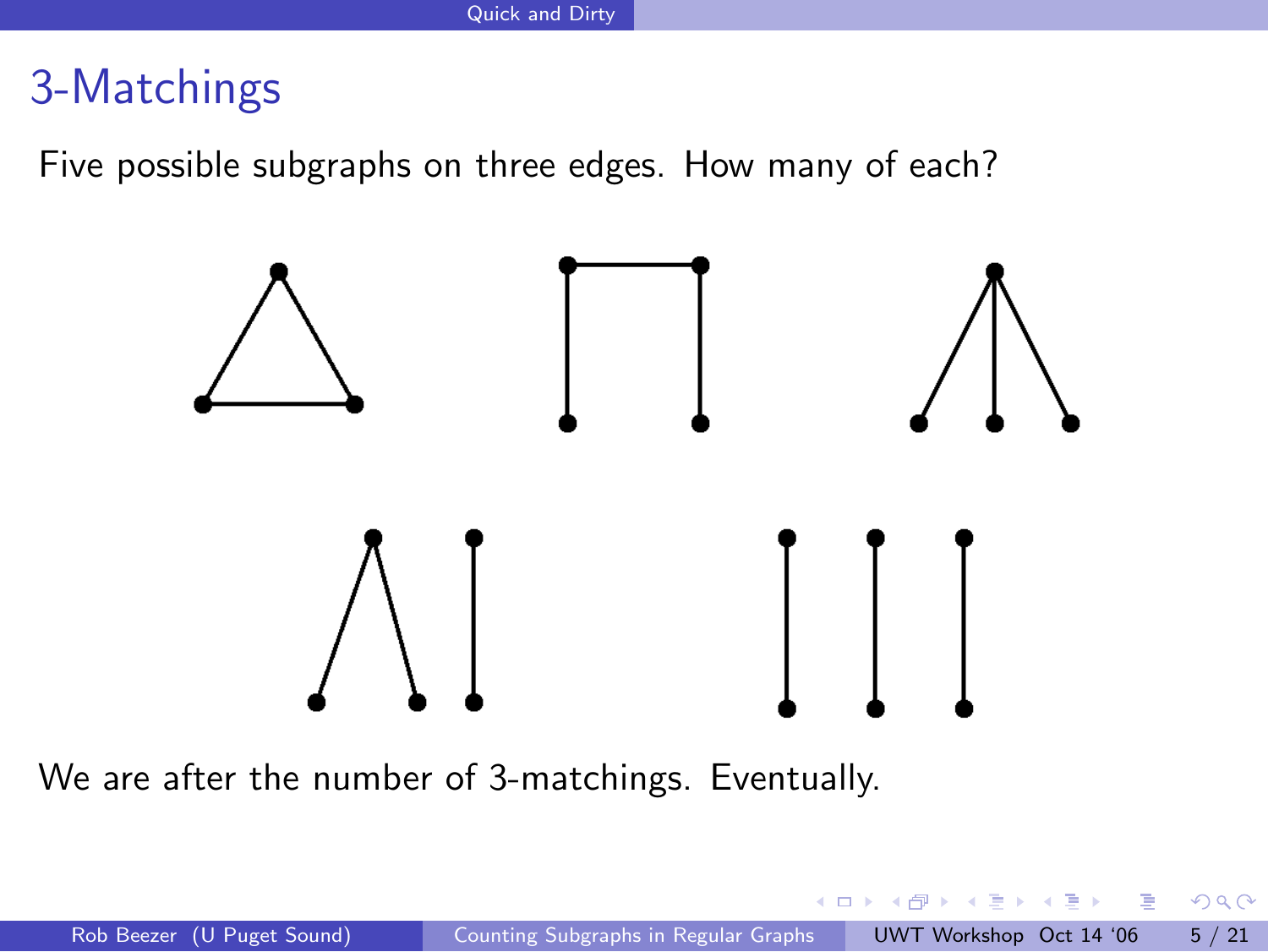# 3-Matchings

Five possible subgraphs on three edges. How many of each?

We are after the number of 3-matchings. Eventually.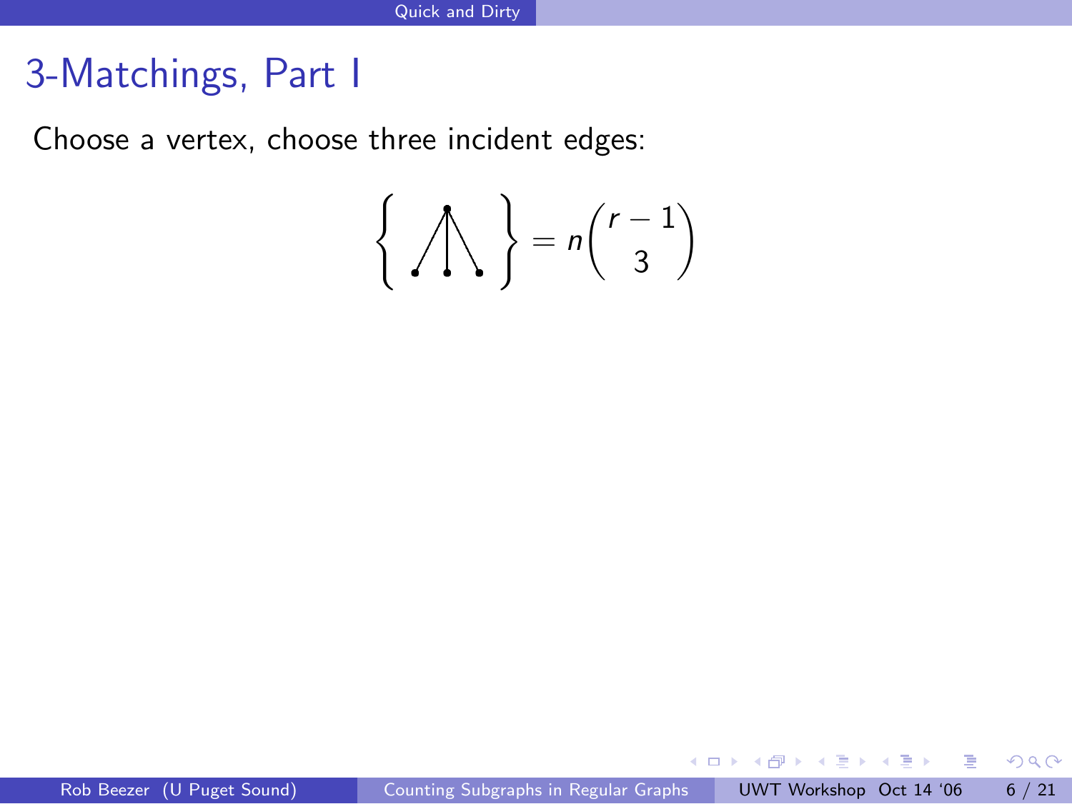# 3-Matchings, Part I

Choose a vertex, choose three incident edges:

$$\left\{ \quad \right\} = n\binom{r-1}{3}$$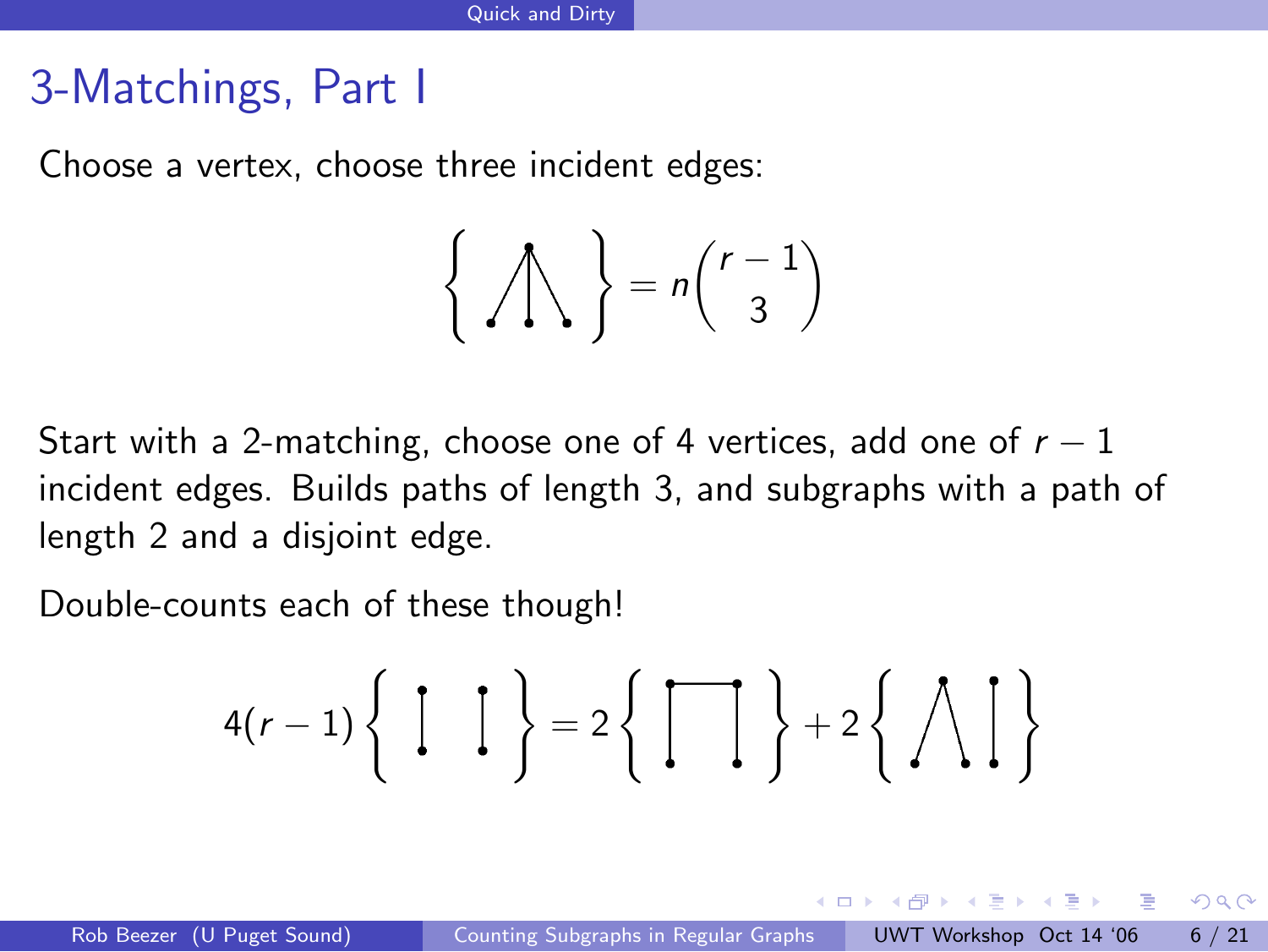# 3-Matchings, Part I

Choose a vertex, choose three incident edges:

$$\left\{ \bigwedge\!\!\!| \right\} = n\binom{r-1}{3}$$

Start with a 2-matching, choose one of 4 vertices, add one of $r-1$ incident edges. Builds paths of length 3, and subgraphs with a path of length 2 and a disjoint edge.

Double-counts each of these though!

$$4(r-1)\left\{ |\ \ | \right\} = 2\left\{ \sqcap \right\} + 2\left\{ \wedge\ | \right\}$$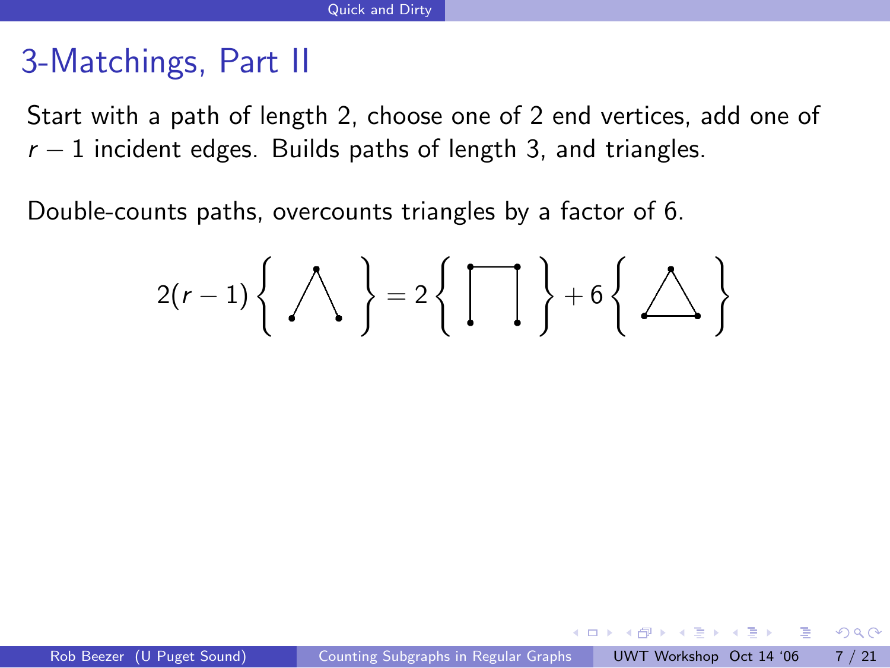# 3-Matchings, Part II

Start with a path of length 2, choose one of 2 end vertices, add one of $r-1$ incident edges. Builds paths of length 3, and triangles.

Double-counts paths, overcounts triangles by a factor of 6.

$$2(r-1)\left\{ \bigwedge \right\} = 2\left\{ \sqcap \right\} + 6\left\{ \triangle \right\}$$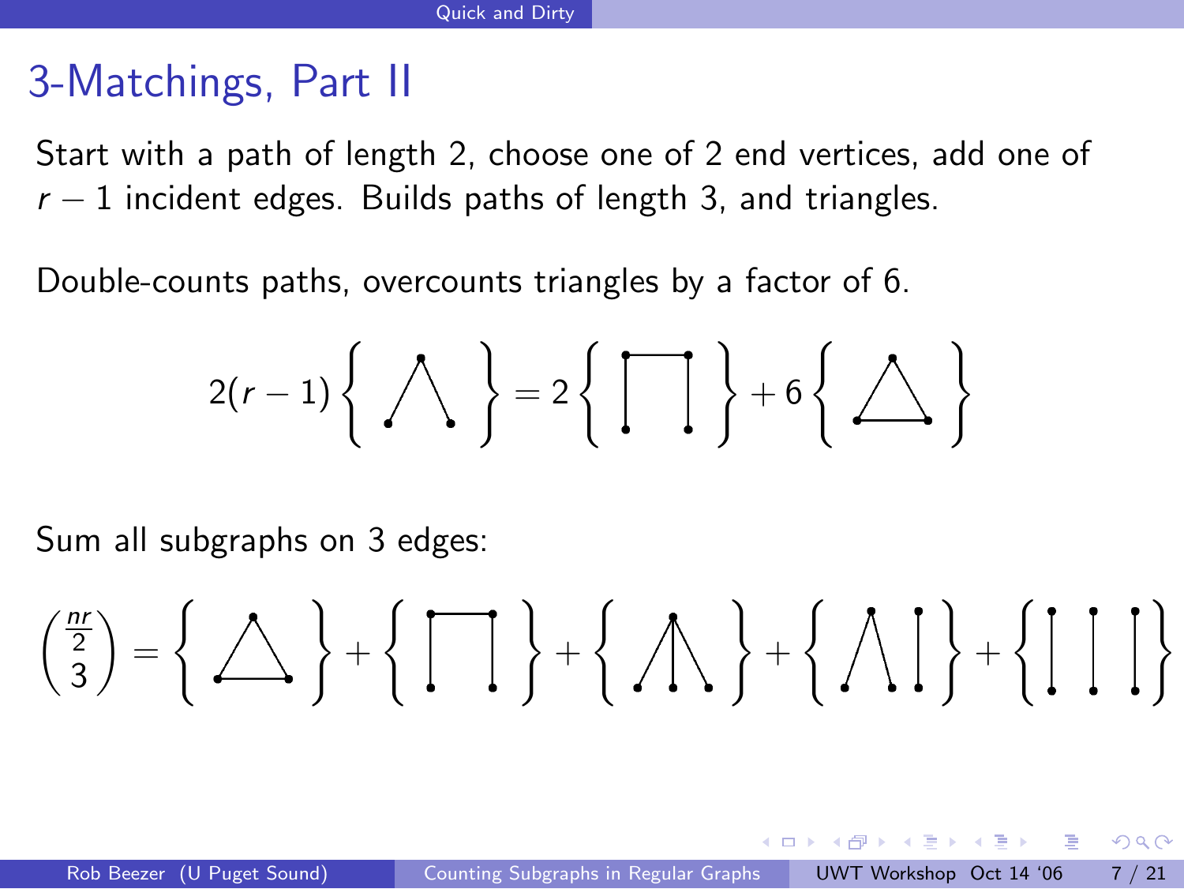# 3-Matchings, Part II

Start with a path of length 2, choose one of 2 end vertices, add one of $r-1$ incident edges. Builds paths of length 3, and triangles.

Double-counts paths, overcounts triangles by a factor of 6.

$$2(r-1)\left\{ \bigwedge \right\} = 2\left\{ \sqcap \right\} + 6\left\{ \triangle \right\}$$

Sum all subgraphs on 3 edges:

$$\binom{\frac{nr}{2}}{3} = \left\{ \triangle \right\} + \left\{ \sqcap \right\} + \left\{ \text{claw} \right\} + \left\{ \bigwedge \,| \right\} + \left\{ |\;|\;| \right\}$$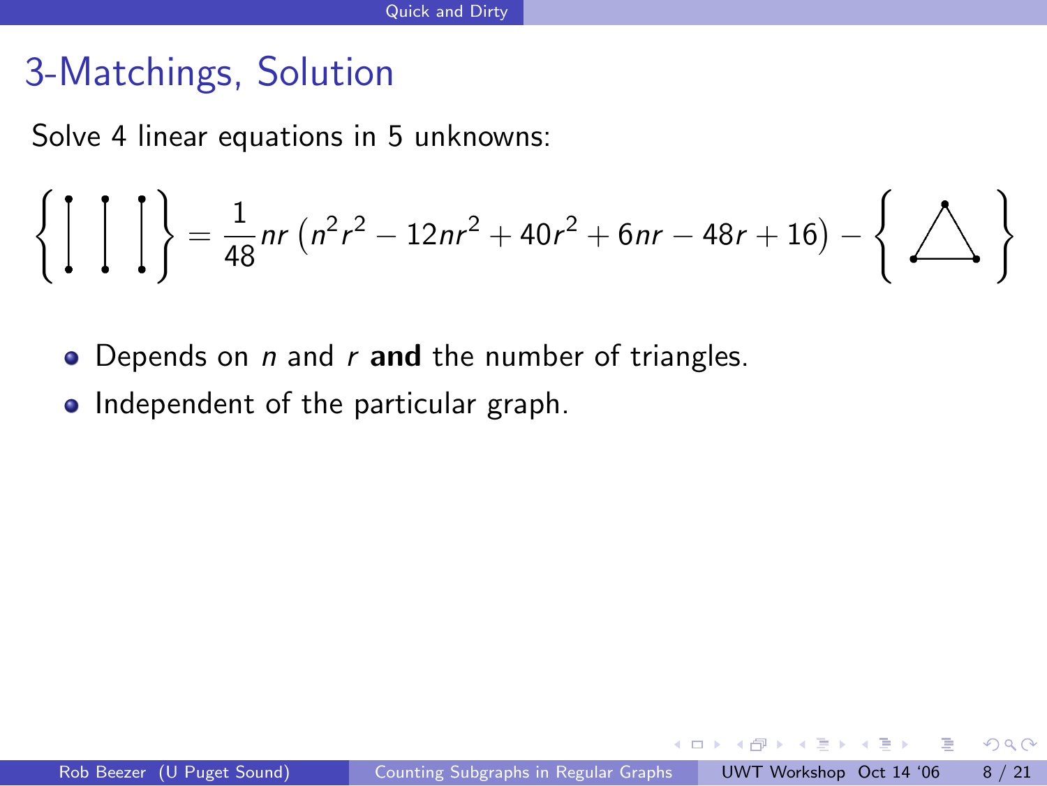# 3-Matchings, Solution

Solve 4 linear equations in 5 unknowns:

$$\left\{ \text{3 disjoint edges} \right\} = \frac{1}{48} nr \left( n^2 r^2 - 12nr^2 + 40r^2 + 6nr - 48r + 16 \right) - \left\{ \text{triangle} \right\}$$

- Depends on $n$ and $r$ **and** the number of triangles.
- Independent of the particular graph.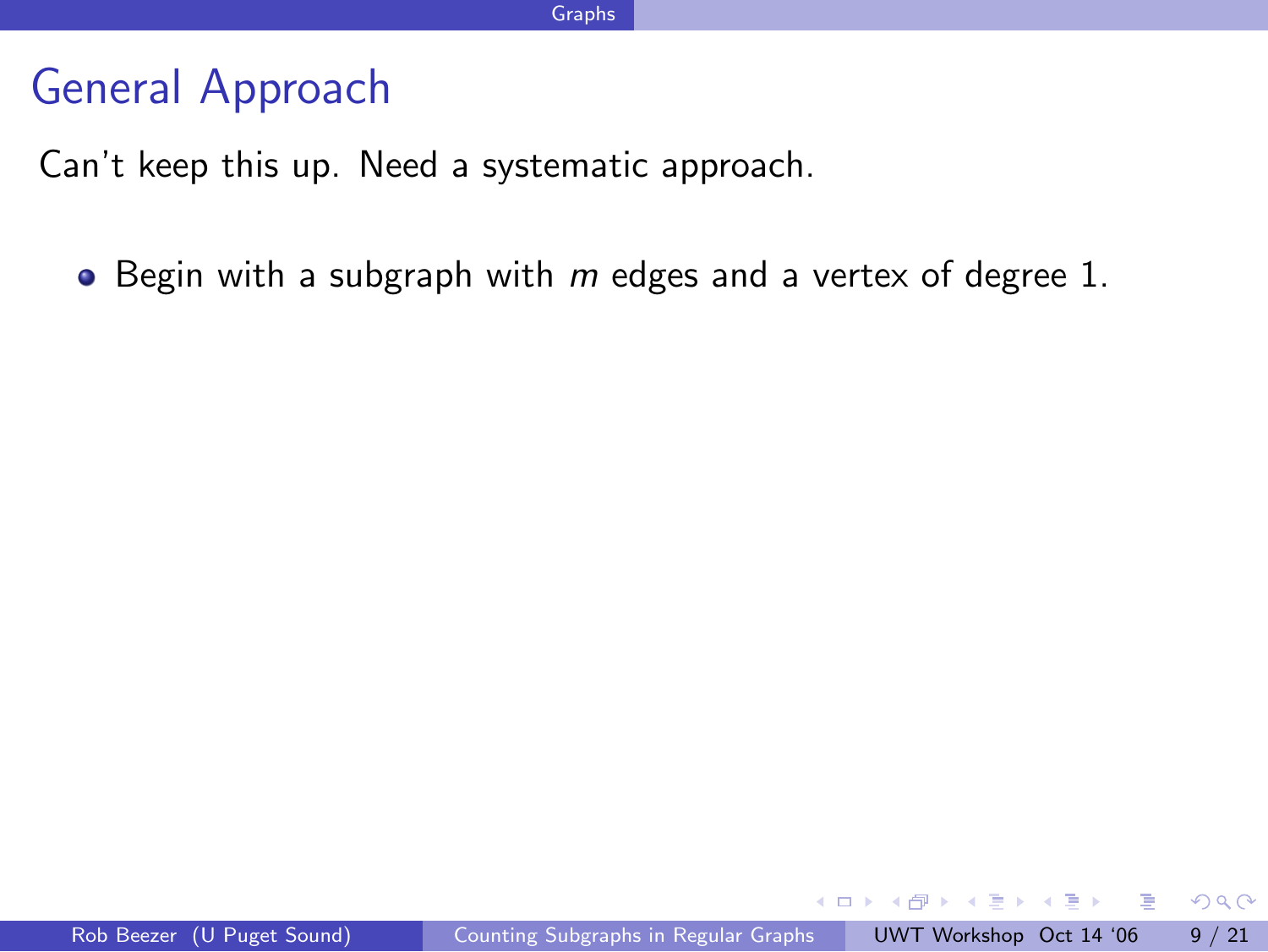# General Approach

Can't keep this up. Need a systematic approach.

- Begin with a subgraph with $m$ edges and a vertex of degree 1.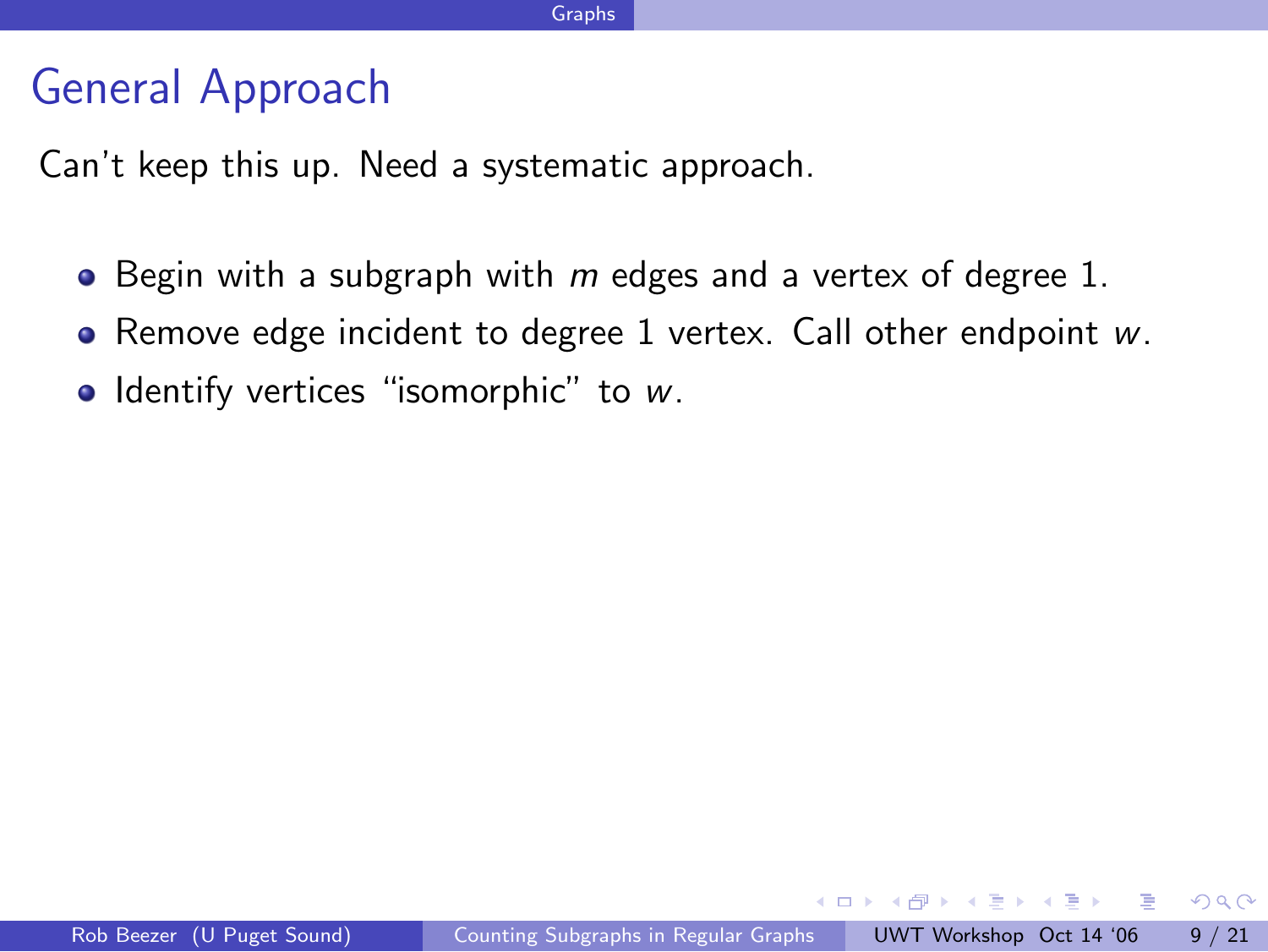# General Approach

Can't keep this up. Need a systematic approach.

- Begin with a subgraph with $m$ edges and a vertex of degree 1.
- Remove edge incident to degree 1 vertex. Call other endpoint $w$.
- Identify vertices "isomorphic" to $w$.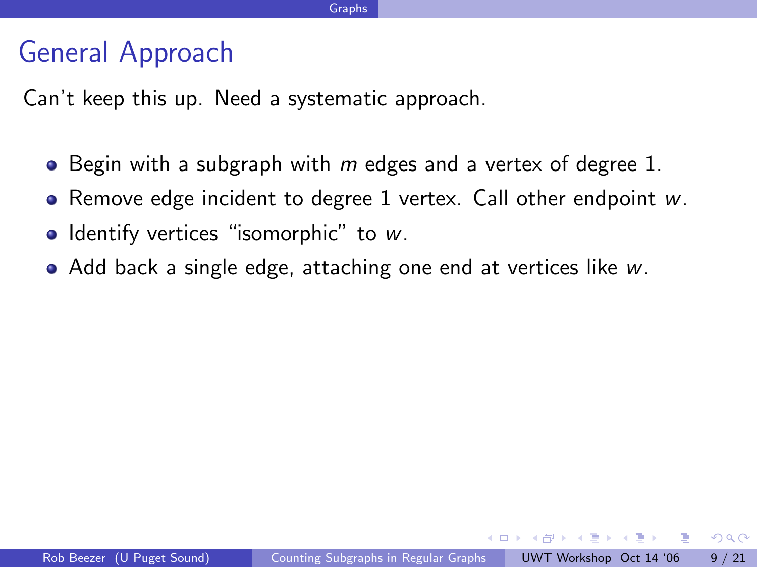## General Approach

Can't keep this up. Need a systematic approach.

- Begin with a subgraph with $m$ edges and a vertex of degree 1.
- Remove edge incident to degree 1 vertex. Call other endpoint $w$.
- Identify vertices "isomorphic" to $w$.
- Add back a single edge, attaching one end at vertices like $w$.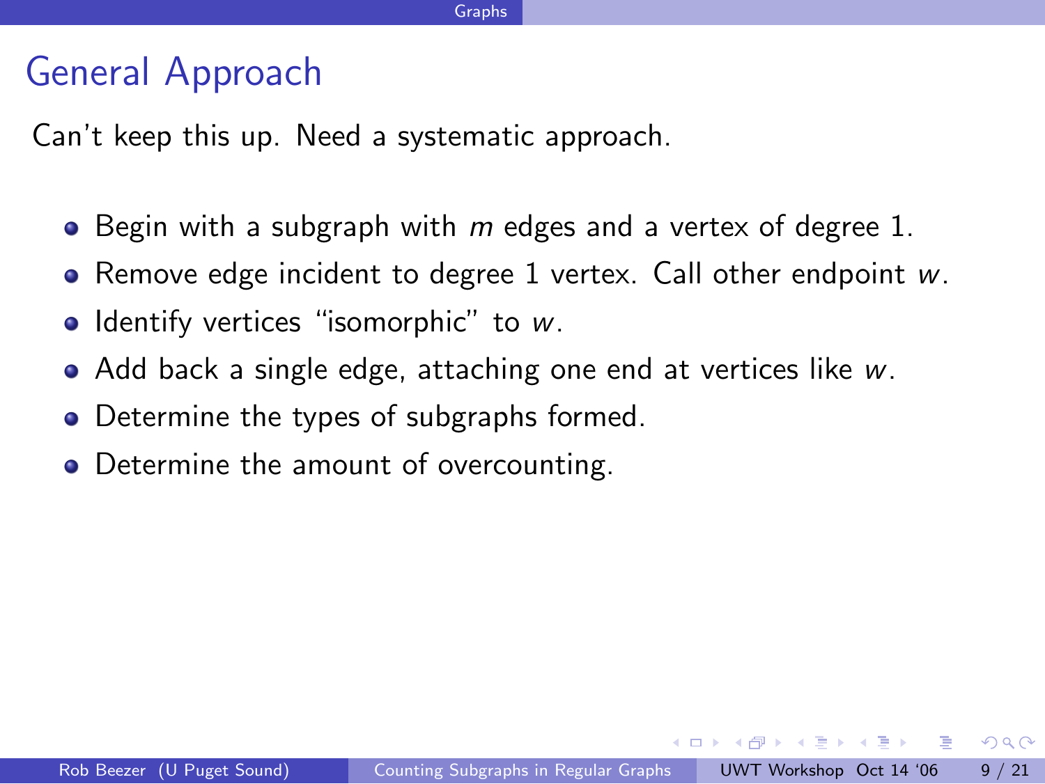# General Approach

Can't keep this up. Need a systematic approach.

- Begin with a subgraph with $m$ edges and a vertex of degree 1.
- Remove edge incident to degree 1 vertex. Call other endpoint $w$.
- Identify vertices "isomorphic" to $w$.
- Add back a single edge, attaching one end at vertices like $w$.
- Determine the types of subgraphs formed.
- Determine the amount of overcounting.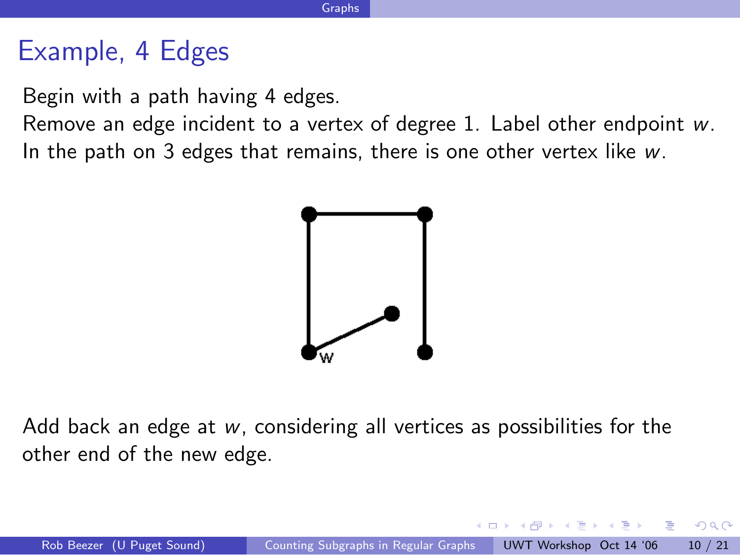# Example, 4 Edges

Begin with a path having 4 edges.
Remove an edge incident to a vertex of degree 1. Label other endpoint $w$.
In the path on 3 edges that remains, there is one other vertex like $w$.

Add back an edge at $w$, considering all vertices as possibilities for the other end of the new edge.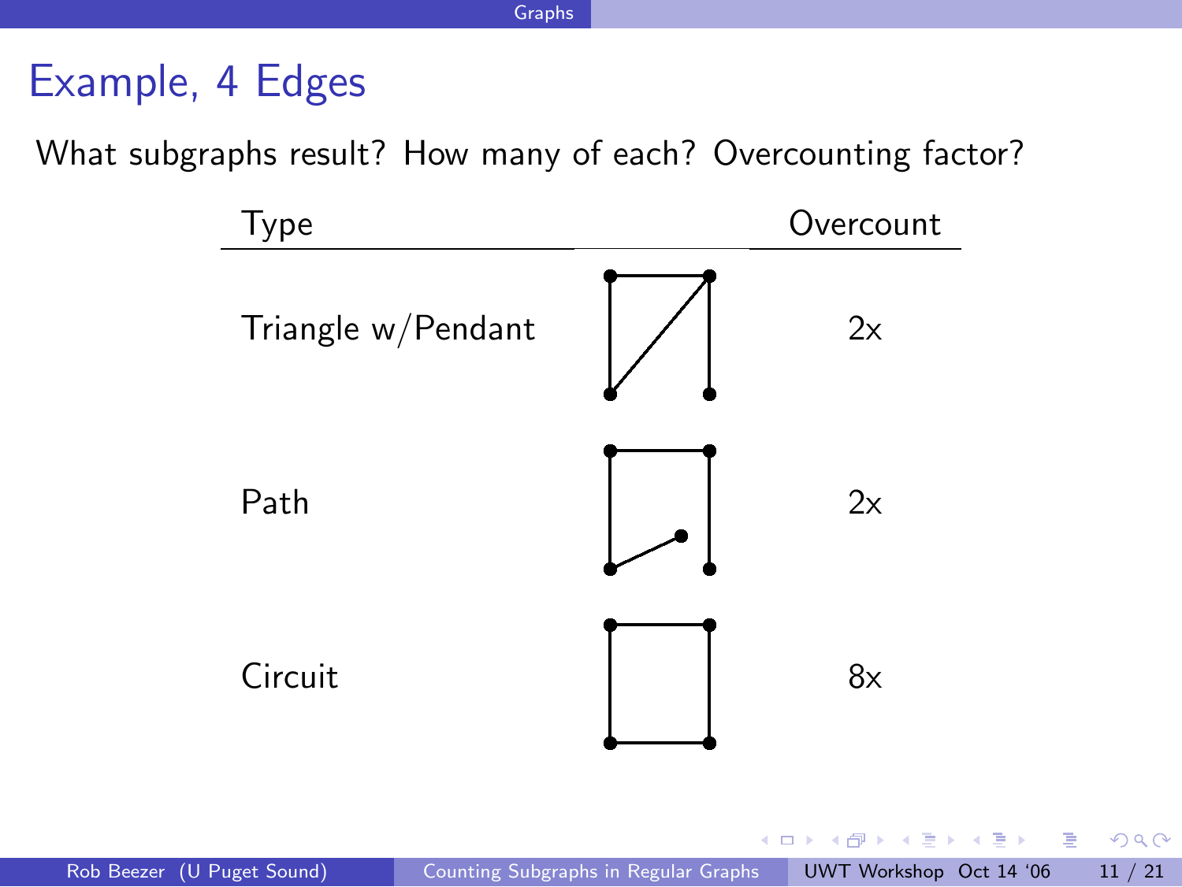# Example, 4 Edges

What subgraphs result? How many of each? Overcounting factor?

| Type |  | Overcount |
|---|---|---|
| Triangle w/Pendant |  | 2x |
| Path |  | 2x |
| Circuit |  | 8x |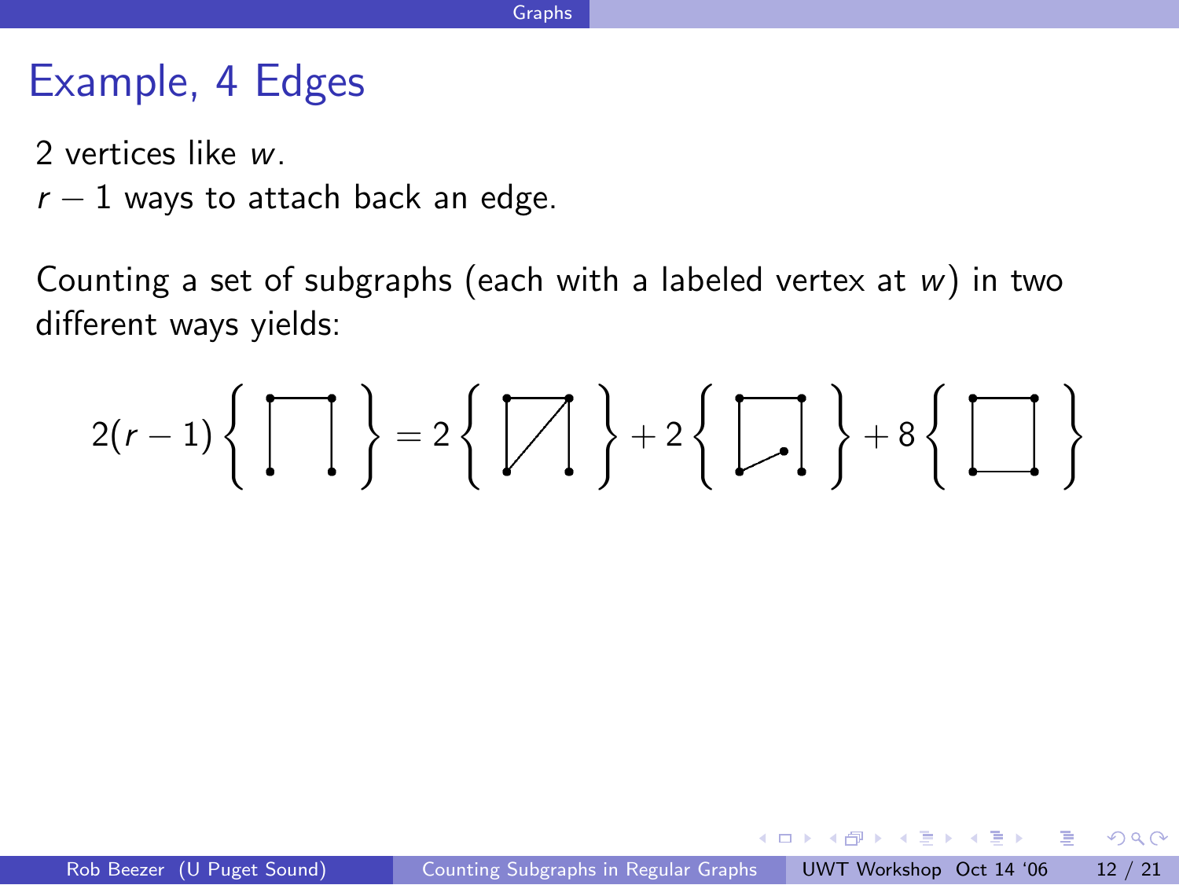# Example, 4 Edges

2 vertices like $w$.
$r-1$ ways to attach back an edge.

Counting a set of subgraphs (each with a labeled vertex at $w$) in two different ways yields:

$$2(r-1)\left\{ \sqcap \right\} = 2\left\{ \boxslash \right\} + 2\left\{ \square \right\} + 8\left\{ \square \right\}$$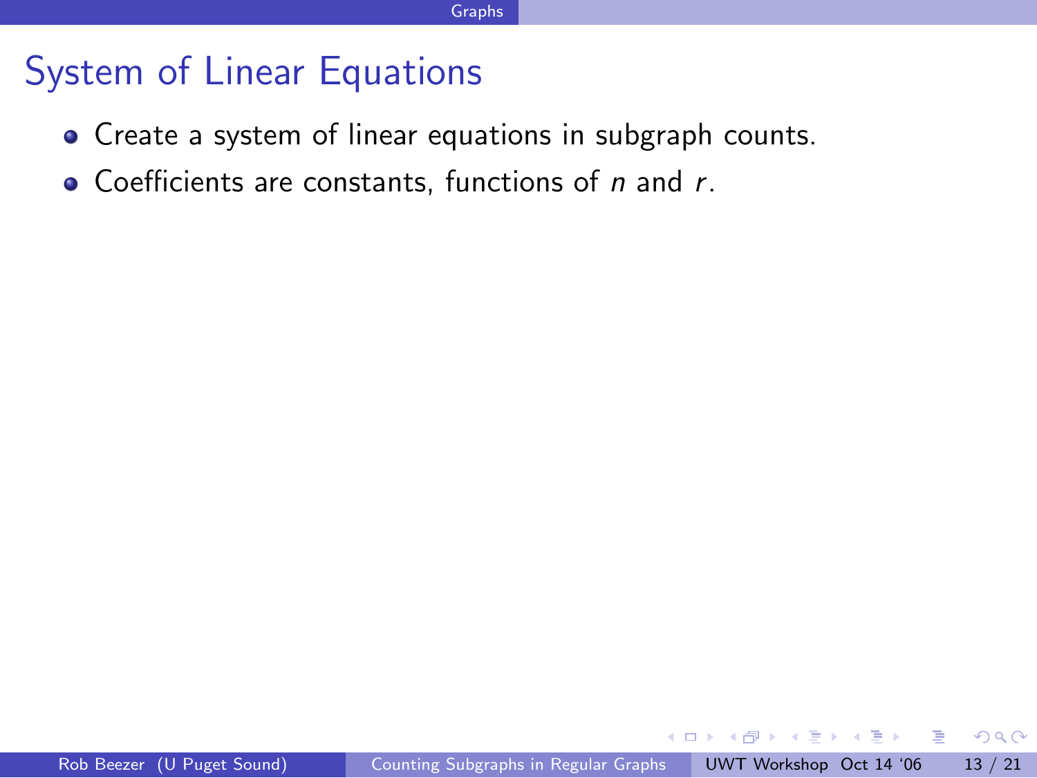# System of Linear Equations

- Create a system of linear equations in subgraph counts.
- Coefficients are constants, functions of $n$ and $r$.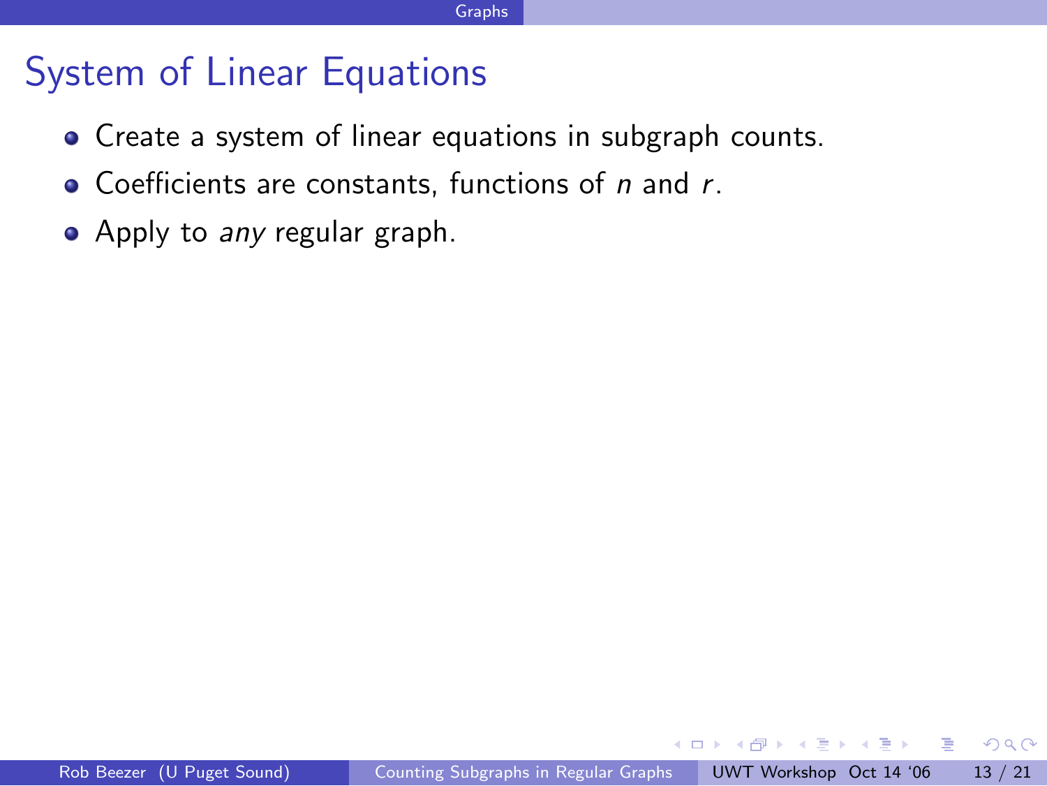# System of Linear Equations

- Create a system of linear equations in subgraph counts.
- Coefficients are constants, functions of $n$ and $r$.
- Apply to *any* regular graph.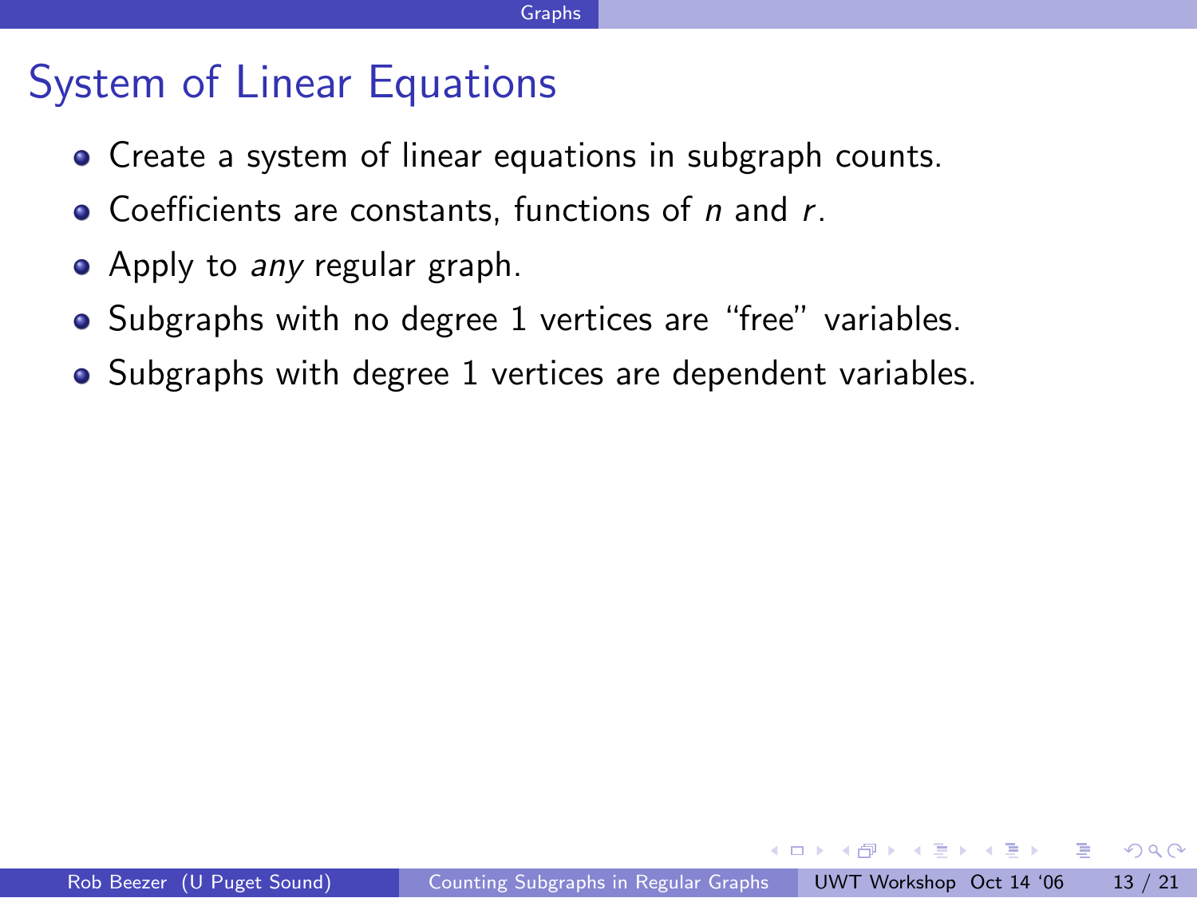# System of Linear Equations

- Create a system of linear equations in subgraph counts.
- Coefficients are constants, functions of $n$ and $r$.
- Apply to *any* regular graph.
- Subgraphs with no degree 1 vertices are “free” variables.
- Subgraphs with degree 1 vertices are dependent variables.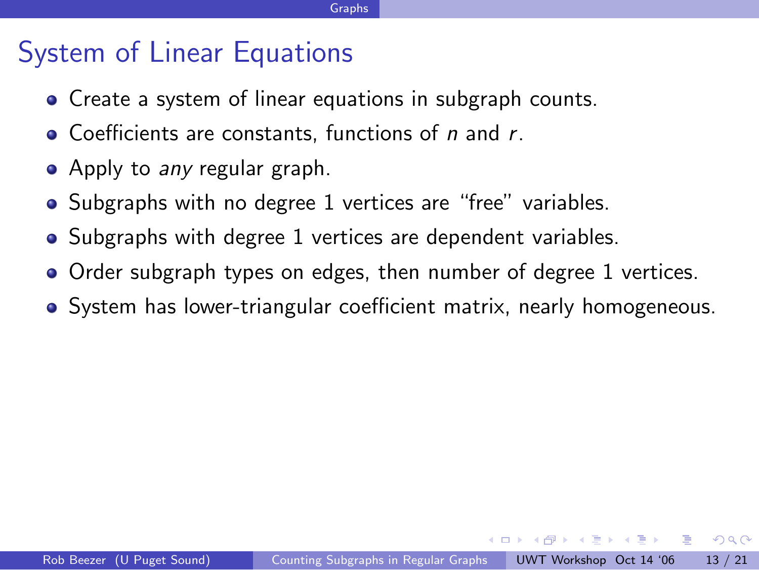# System of Linear Equations

- Create a system of linear equations in subgraph counts.
- Coefficients are constants, functions of $n$ and $r$.
- Apply to *any* regular graph.
- Subgraphs with no degree 1 vertices are "free" variables.
- Subgraphs with degree 1 vertices are dependent variables.
- Order subgraph types on edges, then number of degree 1 vertices.
- System has lower-triangular coefficient matrix, nearly homogeneous.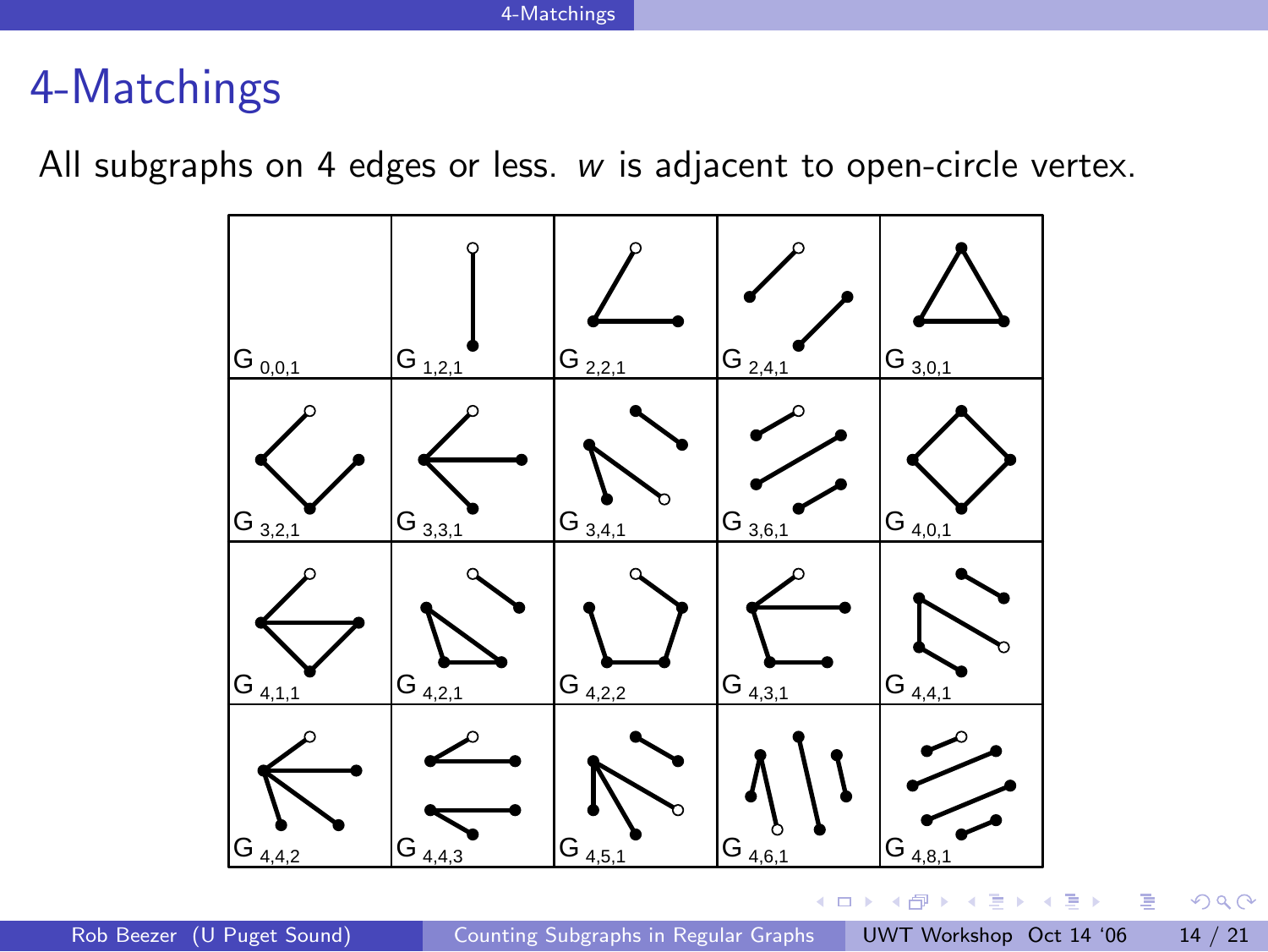# 4-Matchings

All subgraphs on 4 edges or less. $w$ is adjacent to open-circle vertex.

| | | | | |
|---|---|---|---|---|
| $G_{0,0,1}$ | $G_{1,2,1}$ | $G_{2,2,1}$ | $G_{2,4,1}$ | $G_{3,0,1}$ |
| $G_{3,2,1}$ | $G_{3,3,1}$ | $G_{3,4,1}$ | $G_{3,6,1}$ | $G_{4,0,1}$ |
| $G_{4,1,1}$ | $G_{4,2,1}$ | $G_{4,2,2}$ | $G_{4,3,1}$ | $G_{4,4,1}$ |
| $G_{4,4,2}$ | $G_{4,4,3}$ | $G_{4,5,1}$ | $G_{4,6,1}$ | $G_{4,8,1}$ |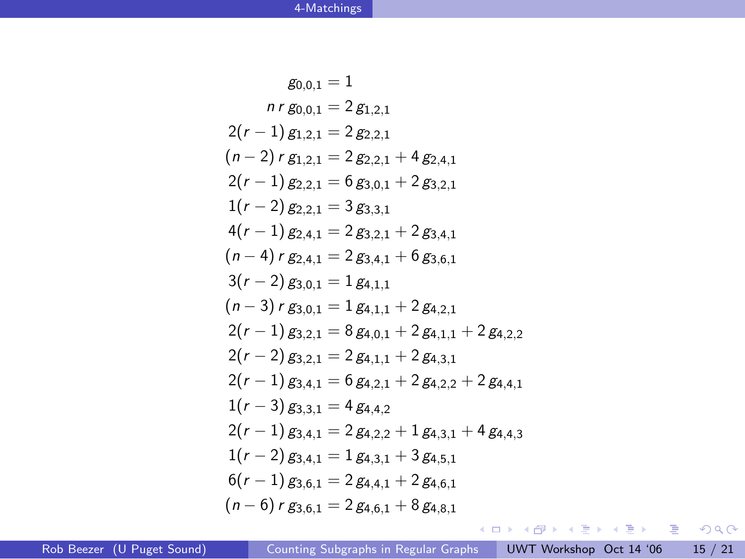$$
\begin{aligned}
g_{0,0,1} &= 1 \\
n\,r\,g_{0,0,1} &= 2\,g_{1,2,1} \\
2(r-1)\,g_{1,2,1} &= 2\,g_{2,2,1} \\
(n-2)\,r\,g_{1,2,1} &= 2\,g_{2,2,1} + 4\,g_{2,4,1} \\
2(r-1)\,g_{2,2,1} &= 6\,g_{3,0,1} + 2\,g_{3,2,1} \\
1(r-2)\,g_{2,2,1} &= 3\,g_{3,3,1} \\
4(r-1)\,g_{2,4,1} &= 2\,g_{3,2,1} + 2\,g_{3,4,1} \\
(n-4)\,r\,g_{2,4,1} &= 2\,g_{3,4,1} + 6\,g_{3,6,1} \\
3(r-2)\,g_{3,0,1} &= 1\,g_{4,1,1} \\
(n-3)\,r\,g_{3,0,1} &= 1\,g_{4,1,1} + 2\,g_{4,2,1} \\
2(r-1)\,g_{3,2,1} &= 8\,g_{4,0,1} + 2\,g_{4,1,1} + 2\,g_{4,2,2} \\
2(r-2)\,g_{3,2,1} &= 2\,g_{4,1,1} + 2\,g_{4,3,1} \\
2(r-1)\,g_{3,4,1} &= 6\,g_{4,2,1} + 2\,g_{4,2,2} + 2\,g_{4,4,1} \\
1(r-3)\,g_{3,3,1} &= 4\,g_{4,4,2} \\
2(r-1)\,g_{3,4,1} &= 2\,g_{4,2,2} + 1\,g_{4,3,1} + 4\,g_{4,4,3} \\
1(r-2)\,g_{3,4,1} &= 1\,g_{4,3,1} + 3\,g_{4,5,1} \\
6(r-1)\,g_{3,6,1} &= 2\,g_{4,4,1} + 2\,g_{4,6,1} \\
(n-6)\,r\,g_{3,6,1} &= 2\,g_{4,6,1} + 8\,g_{4,8,1}
\end{aligned}
$$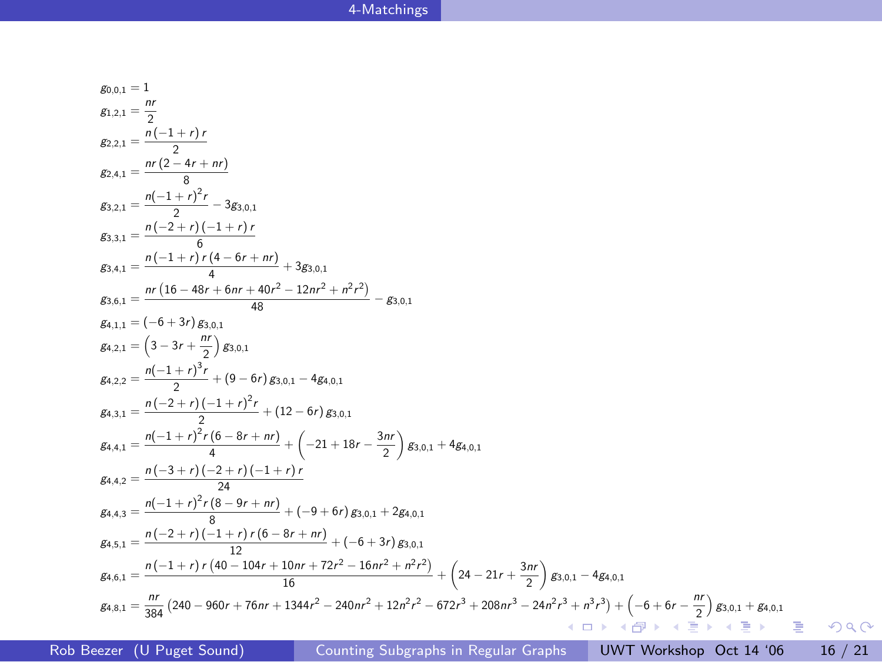## 4-Matchings

$$g_{0,0,1} = 1$$

$$g_{1,2,1} = \frac{nr}{2}$$

$$g_{2,2,1} = \frac{n\,(-1+r)\,r}{2}$$

$$g_{2,4,1} = \frac{nr\,(2-4r+nr)}{8}$$

$$g_{3,2,1} = \frac{n(-1+r)^2 r}{2} - 3g_{3,0,1}$$

$$g_{3,3,1} = \frac{n\,(-2+r)\,(-1+r)\,r}{6}$$

$$g_{3,4,1} = \frac{n\,(-1+r)\,r\,(4-6r+nr)}{4} + 3g_{3,0,1}$$

$$g_{3,6,1} = \frac{nr\,(16-48r+6nr+40r^2-12nr^2+n^2r^2)}{48} - g_{3,0,1}$$

$$g_{4,1,1} = (-6+3r)\,g_{3,0,1}$$

$$g_{4,2,1} = \left(3-3r+\frac{nr}{2}\right)g_{3,0,1}$$

$$g_{4,2,2} = \frac{n(-1+r)^3 r}{2} + (9-6r)\,g_{3,0,1} - 4g_{4,0,1}$$

$$g_{4,3,1} = \frac{n\,(-2+r)\,(-1+r)^2 r}{2} + (12-6r)\,g_{3,0,1}$$

$$g_{4,4,1} = \frac{n(-1+r)^2 r\,(6-8r+nr)}{4} + \left(-21+18r-\frac{3nr}{2}\right)g_{3,0,1} + 4g_{4,0,1}$$

$$g_{4,4,2} = \frac{n\,(-3+r)\,(-2+r)\,(-1+r)\,r}{24}$$

$$g_{4,4,3} = \frac{n(-1+r)^2 r\,(8-9r+nr)}{8} + (-9+6r)\,g_{3,0,1} + 2g_{4,0,1}$$

$$g_{4,5,1} = \frac{n\,(-2+r)\,(-1+r)\,r\,(6-8r+nr)}{12} + (-6+3r)\,g_{3,0,1}$$

$$g_{4,6,1} = \frac{n\,(-1+r)\,r\,(40-104r+10nr+72r^2-16nr^2+n^2r^2)}{16} + \left(24-21r+\frac{3nr}{2}\right)g_{3,0,1} - 4g_{4,0,1}$$

$$g_{4,8,1} = \frac{nr}{384}\left(240-960r+76nr+1344r^2-240nr^2+12n^2r^2-672r^3+208nr^3-24n^2r^3+n^3r^3\right) + \left(-6+6r-\frac{nr}{2}\right)g_{3,0,1} + g_{4,0,1}$$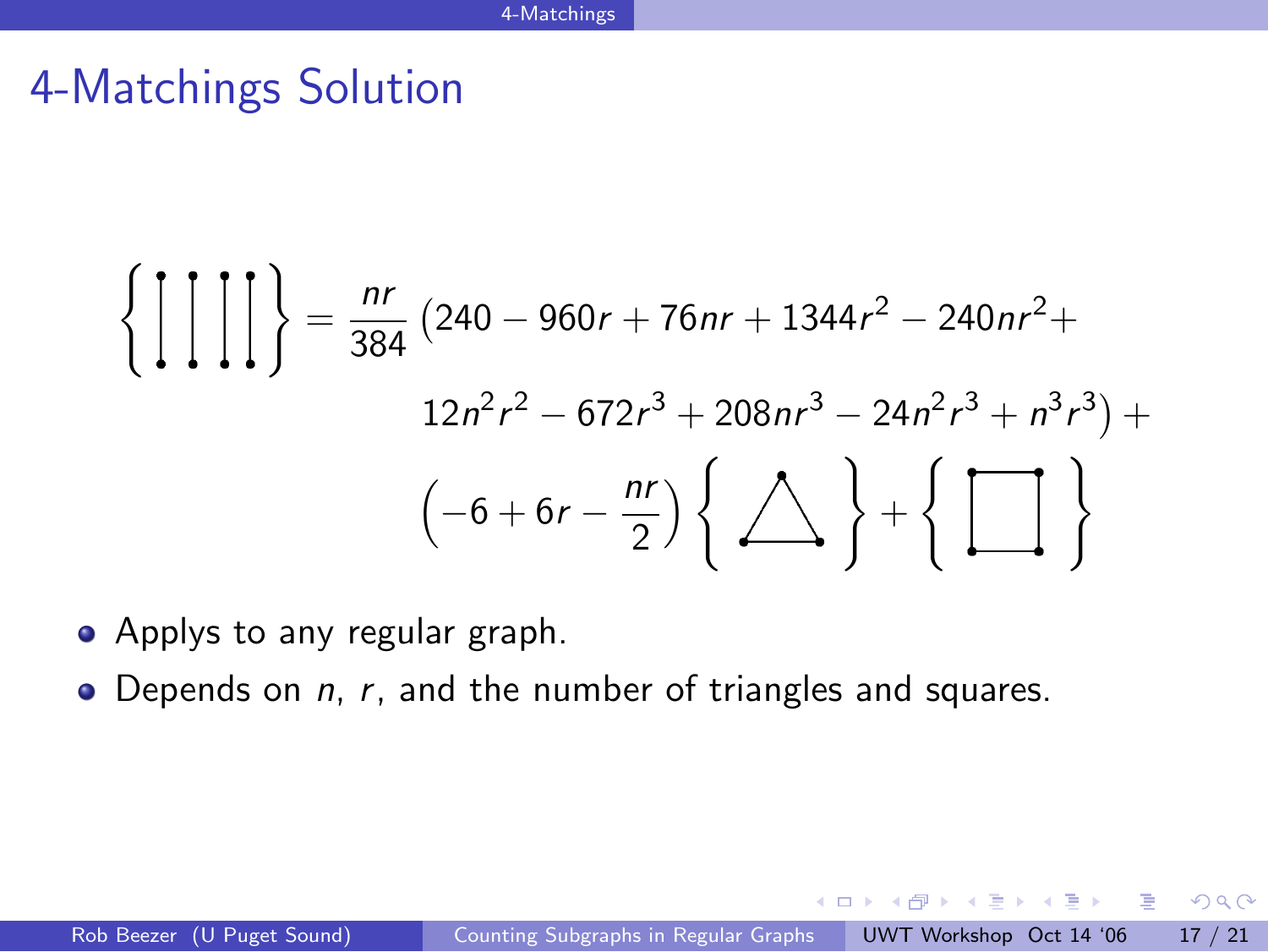# 4-Matchings Solution

$$\left\{ \text{4-matching} \right\} = \frac{nr}{384}\left(240 - 960r + 76nr + 1344r^2 - 240nr^2 + 12n^2r^2 - 672r^3 + 208nr^3 - 24n^2r^3 + n^3r^3\right) + \left(-6 + 6r - \frac{nr}{2}\right)\left\{ \triangle \right\} + \left\{ \square \right\}$$

- Applys to any regular graph.
- Depends on $n$, $r$, and the number of triangles and squares.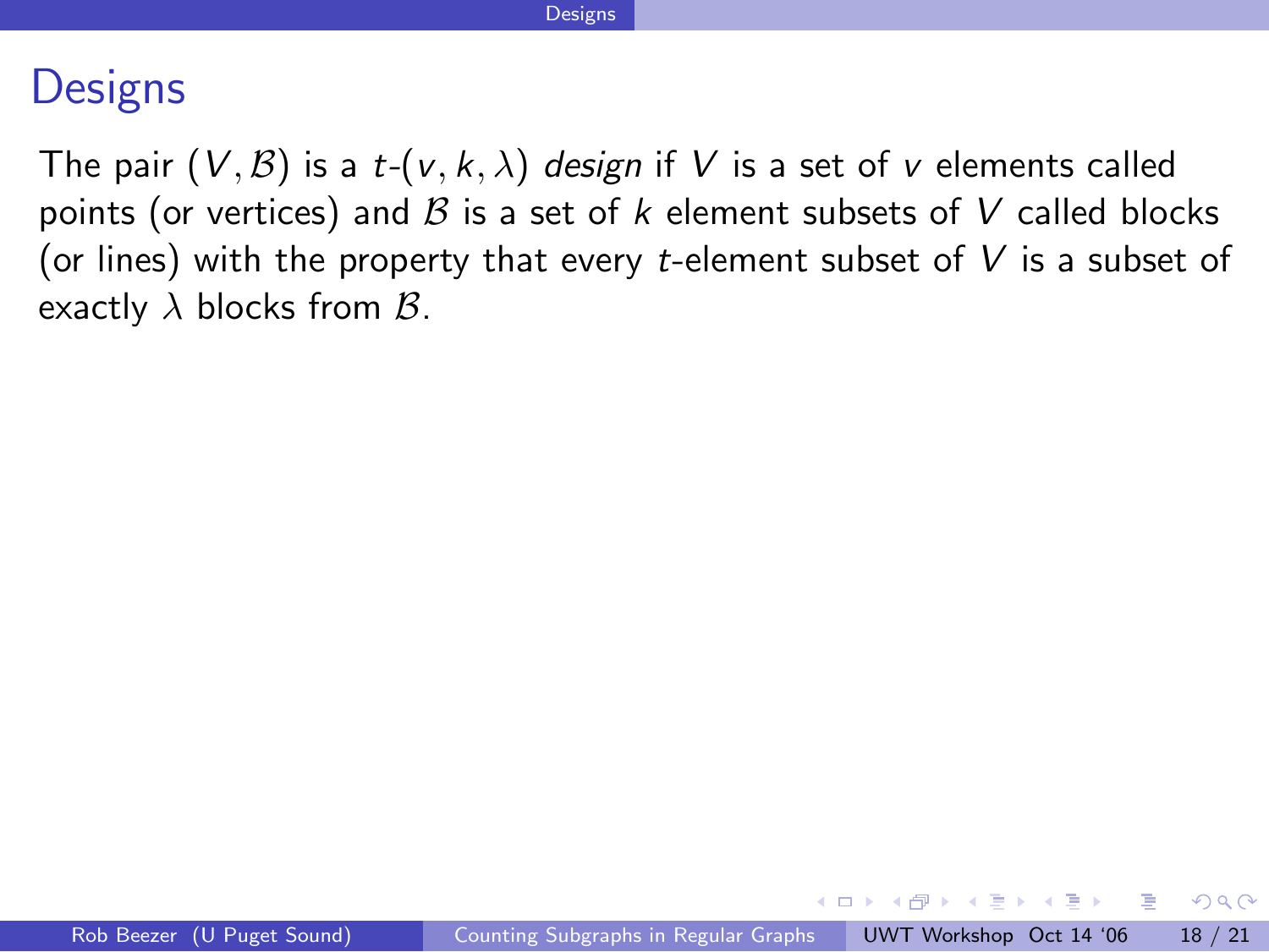# Designs

The pair $(V, \mathcal{B})$ is a $t$-$(v, k, \lambda)$ *design* if $V$ is a set of $v$ elements called points (or vertices) and $\mathcal{B}$ is a set of $k$ element subsets of $V$ called blocks (or lines) with the property that every $t$-element subset of $V$ is a subset of exactly $\lambda$ blocks from $\mathcal{B}$.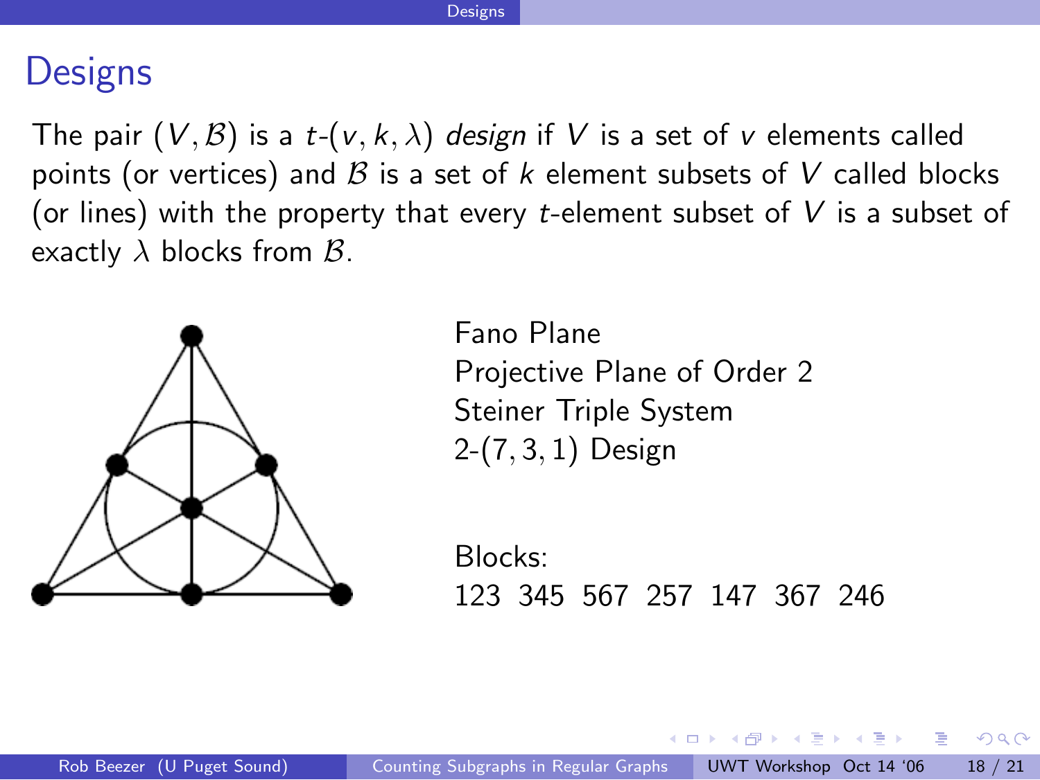# Designs

The pair $(V, \mathcal{B})$ is a $t$-$(v, k, \lambda)$ *design* if $V$ is a set of $v$ elements called points (or vertices) and $\mathcal{B}$ is a set of $k$ element subsets of $V$ called blocks (or lines) with the property that every $t$-element subset of $V$ is a subset of exactly $\lambda$ blocks from $\mathcal{B}$.

Fano Plane
Projective Plane of Order 2
Steiner Triple System
2-(7, 3, 1) Design

Blocks:
123 345 567 257 147 367 246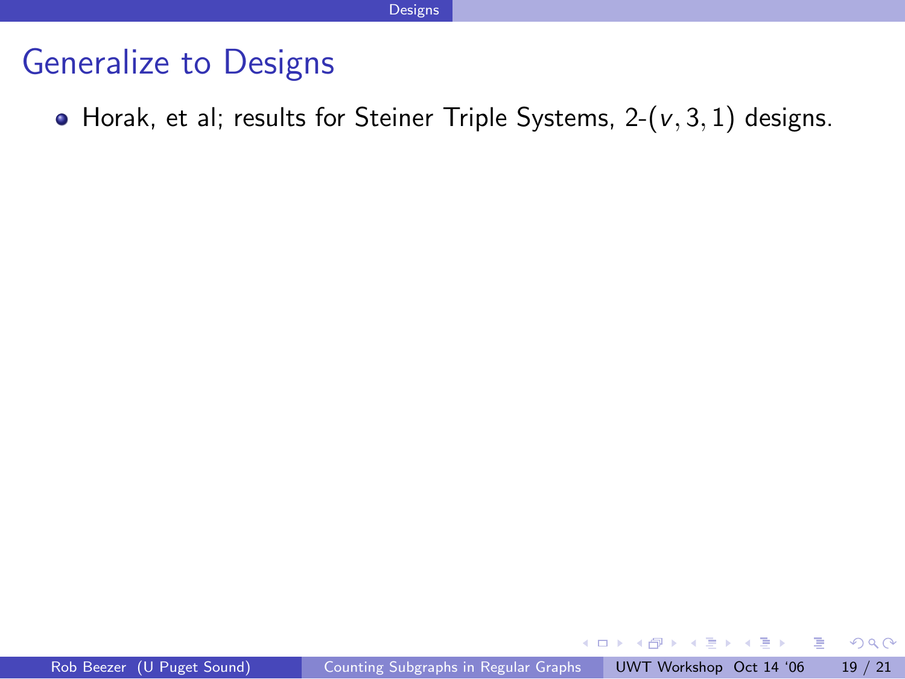# Generalize to Designs

- Horak, et al; results for Steiner Triple Systems, 2-$(v, 3, 1)$ designs.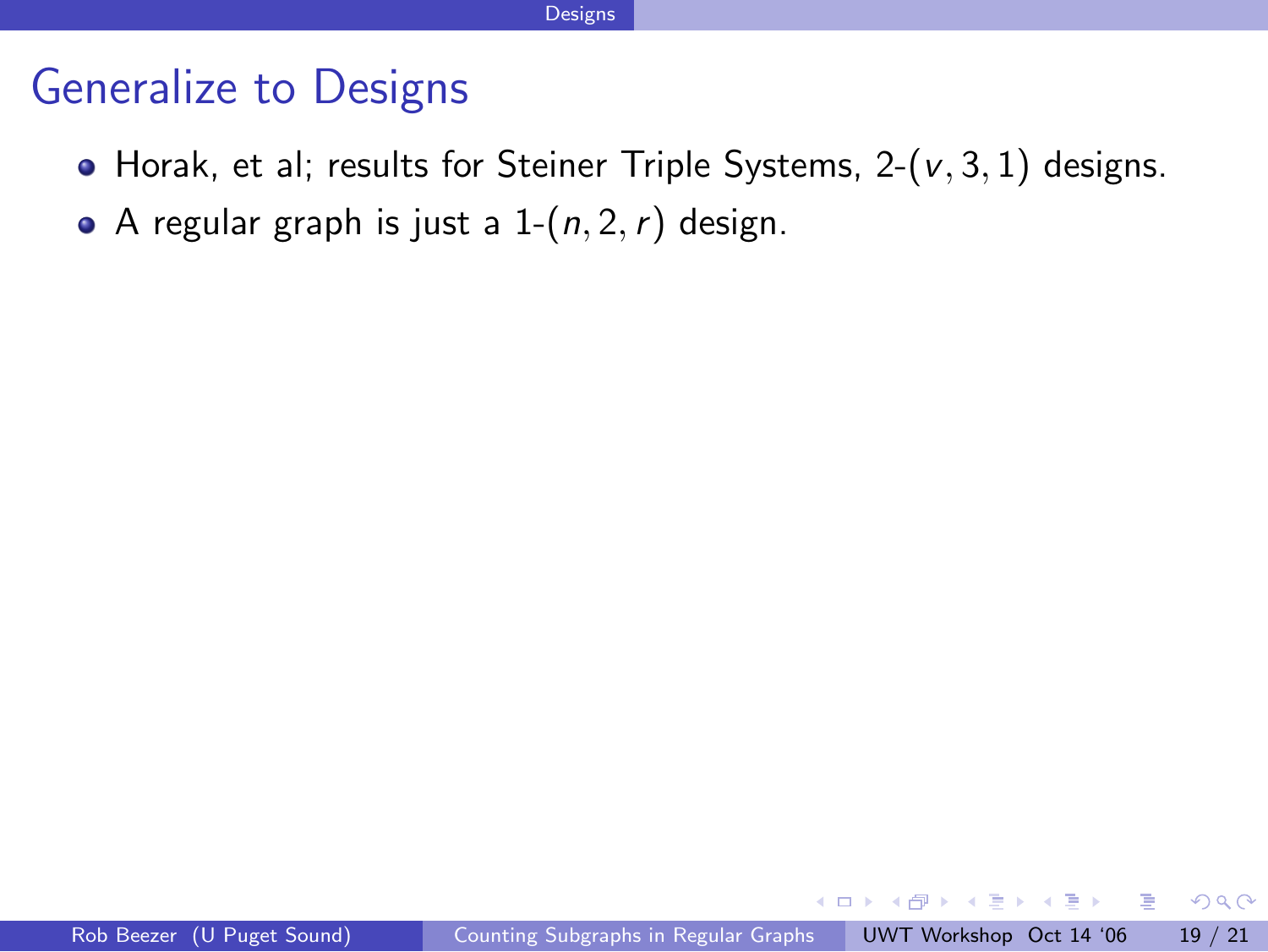# Generalize to Designs

- Horak, et al; results for Steiner Triple Systems, 2-$(v, 3, 1)$ designs.
- A regular graph is just a 1-$(n, 2, r)$ design.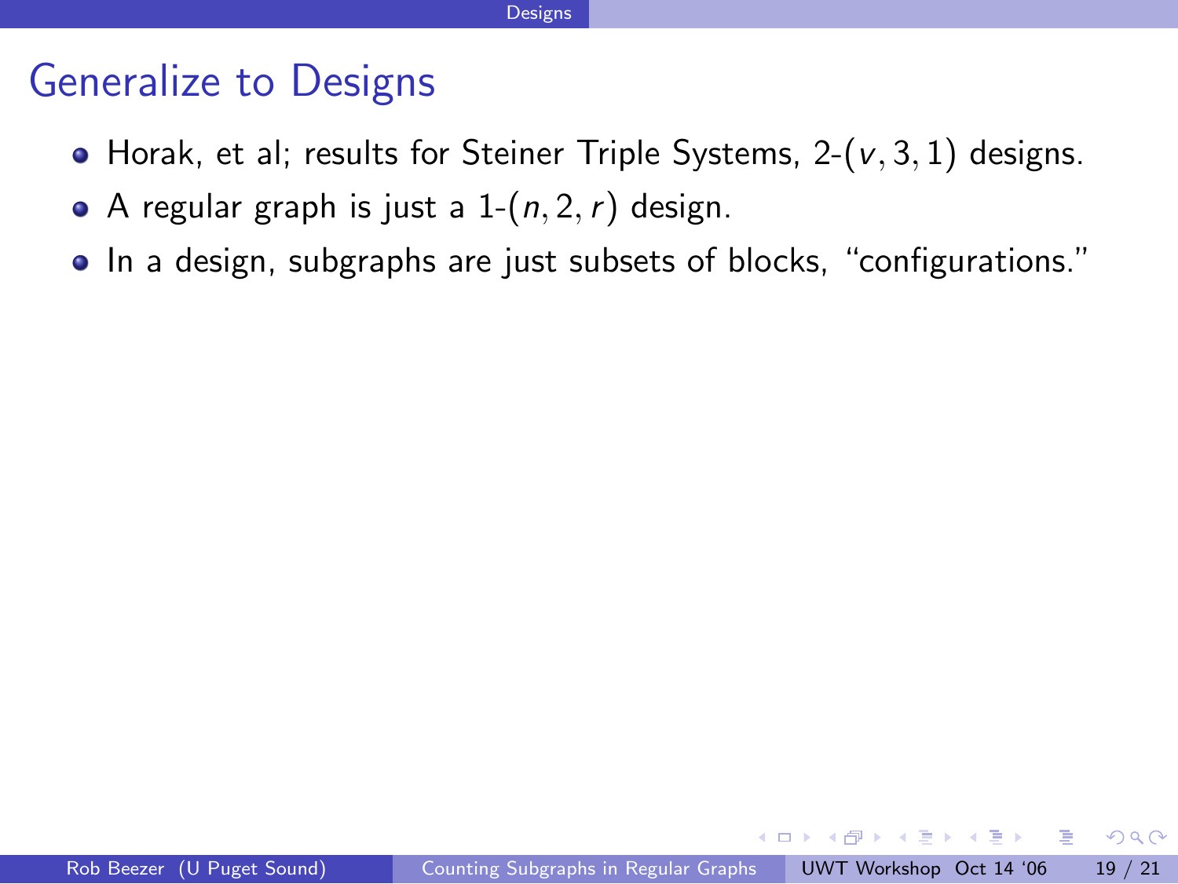# Generalize to Designs

- Horak, et al; results for Steiner Triple Systems, 2-$(v, 3, 1)$ designs.
- A regular graph is just a 1-$(n, 2, r)$ design.
- In a design, subgraphs are just subsets of blocks, "configurations."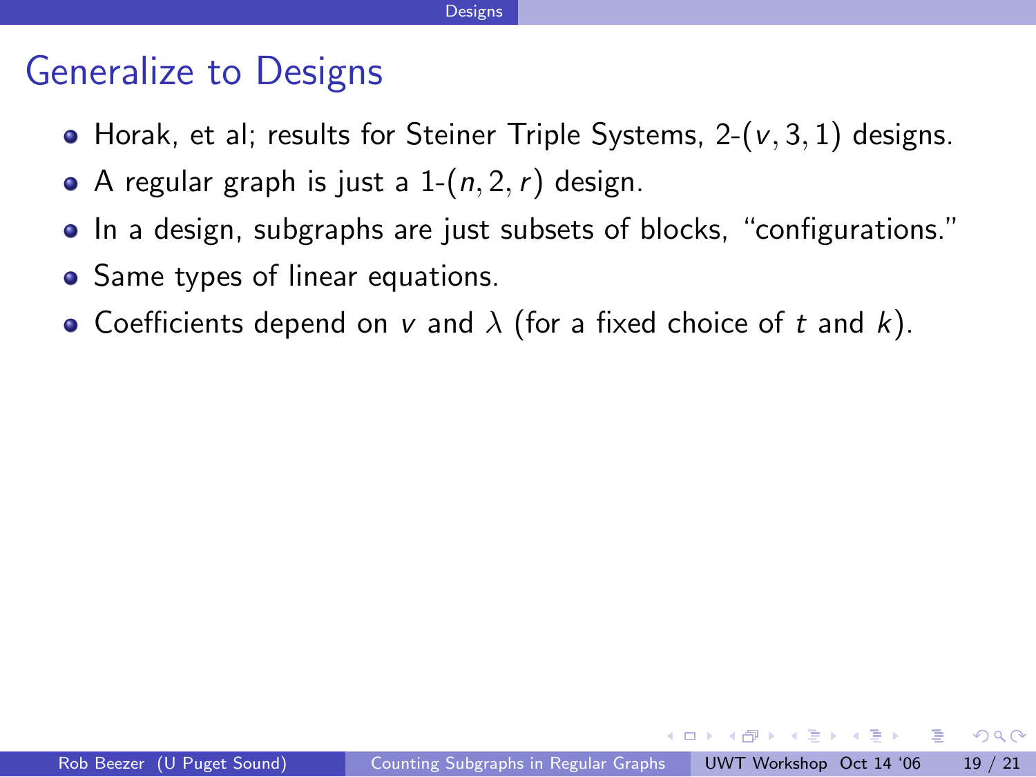# Generalize to Designs

- Horak, et al; results for Steiner Triple Systems, 2-$(v, 3, 1)$ designs.
- A regular graph is just a 1-$(n, 2, r)$ design.
- In a design, subgraphs are just subsets of blocks, "configurations."
- Same types of linear equations.
- Coefficients depend on $v$ and $\lambda$ (for a fixed choice of $t$ and $k$).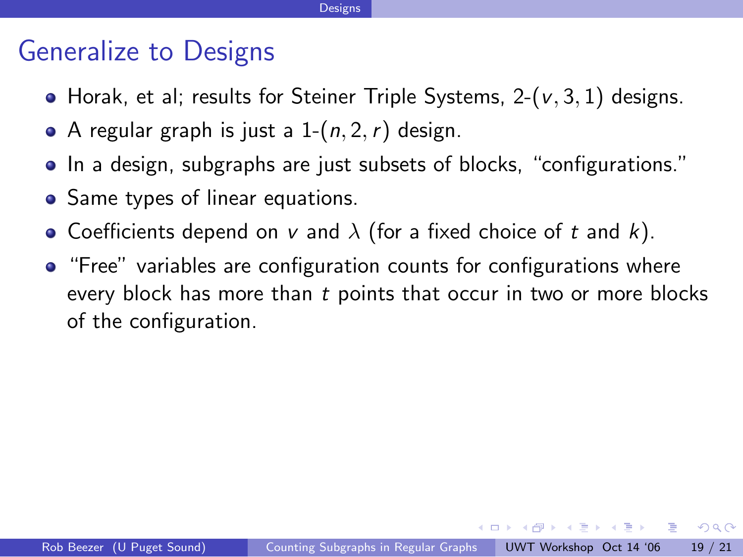## Generalize to Designs

- Horak, et al; results for Steiner Triple Systems, 2-$(v, 3, 1)$ designs.
- A regular graph is just a 1-$(n, 2, r)$ design.
- In a design, subgraphs are just subsets of blocks, "configurations."
- Same types of linear equations.
- Coefficients depend on $v$ and $\lambda$ (for a fixed choice of $t$ and $k$).
- "Free" variables are configuration counts for configurations where every block has more than $t$ points that occur in two or more blocks of the configuration.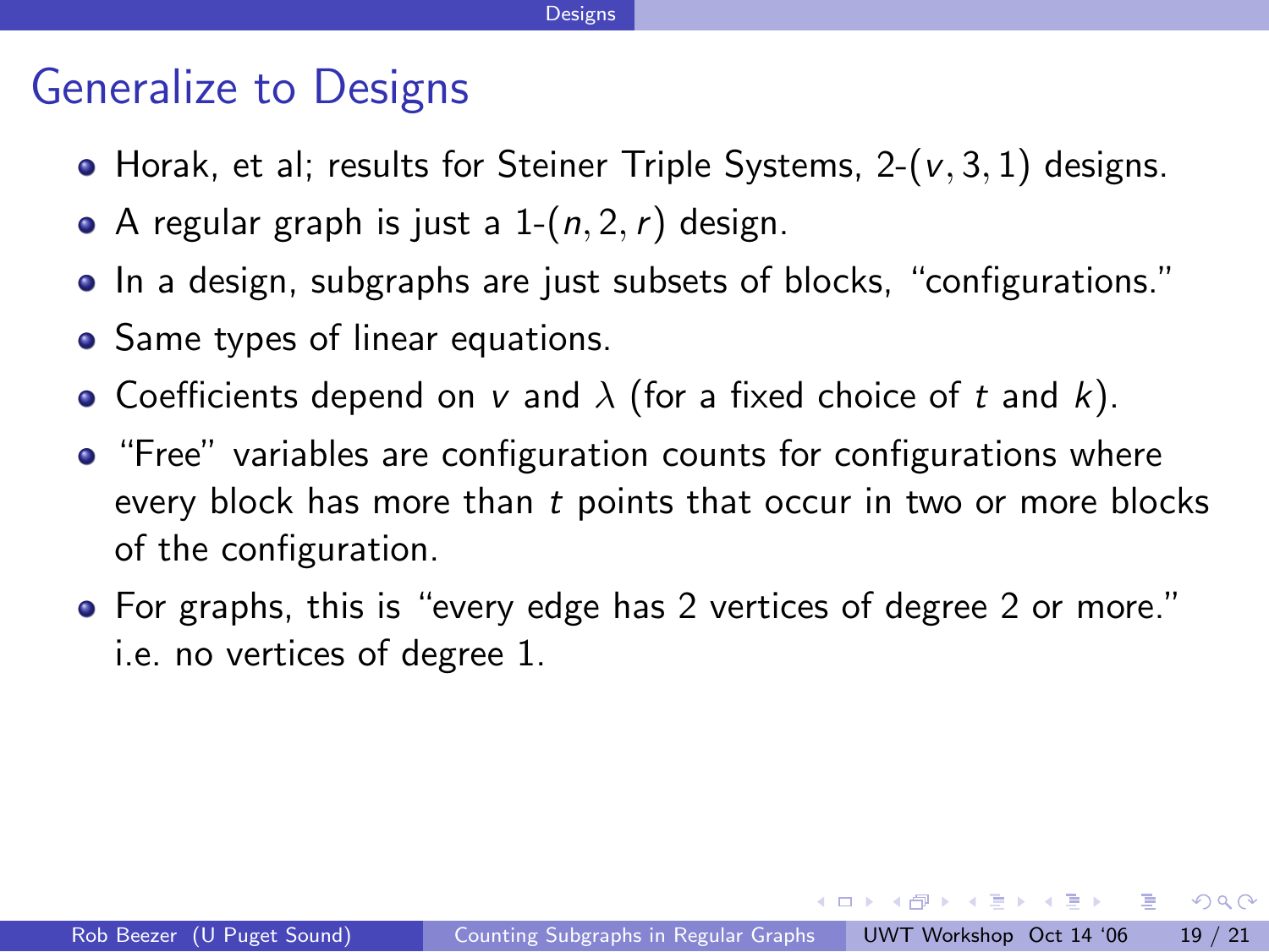## Generalize to Designs

- Horak, et al; results for Steiner Triple Systems, 2-$(v, 3, 1)$ designs.
- A regular graph is just a 1-$(n, 2, r)$ design.
- In a design, subgraphs are just subsets of blocks, "configurations."
- Same types of linear equations.
- Coefficients depend on $v$ and $\lambda$ (for a fixed choice of $t$ and $k$).
- "Free" variables are configuration counts for configurations where every block has more than $t$ points that occur in two or more blocks of the configuration.
- For graphs, this is "every edge has 2 vertices of degree 2 or more." i.e. no vertices of degree 1.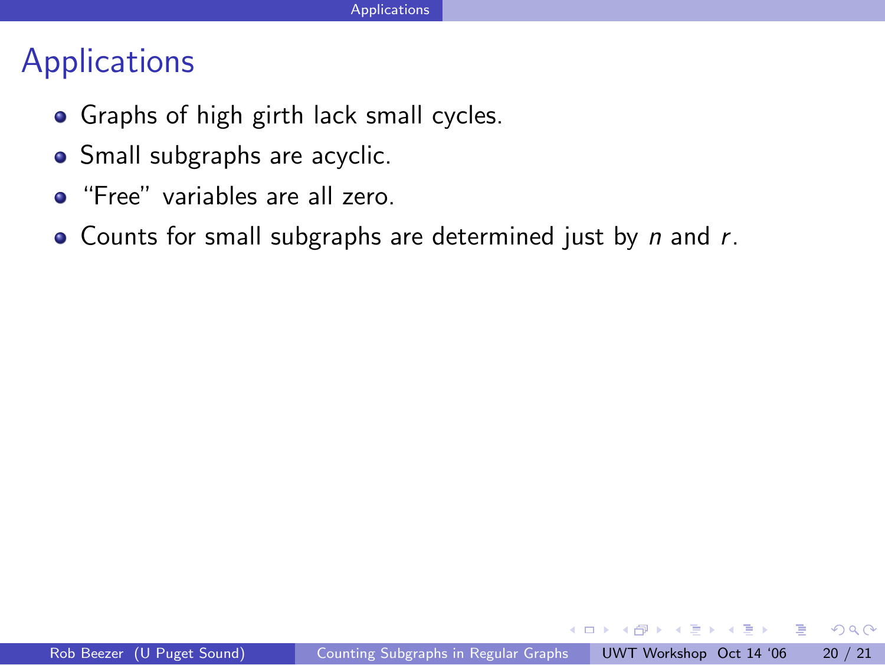# Applications

- Graphs of high girth lack small cycles.
- Small subgraphs are acyclic.
- "Free" variables are all zero.
- Counts for small subgraphs are determined just by $n$ and $r$.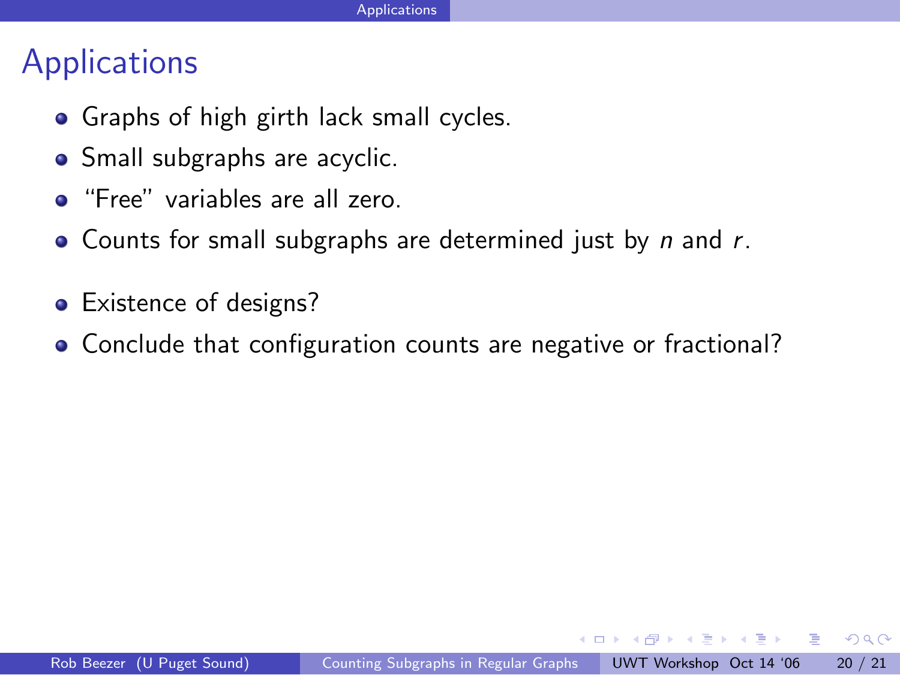# Applications

- Graphs of high girth lack small cycles.
- Small subgraphs are acyclic.
- “Free” variables are all zero.
- Counts for small subgraphs are determined just by $n$ and $r$.

- Existence of designs?
- Conclude that configuration counts are negative or fractional?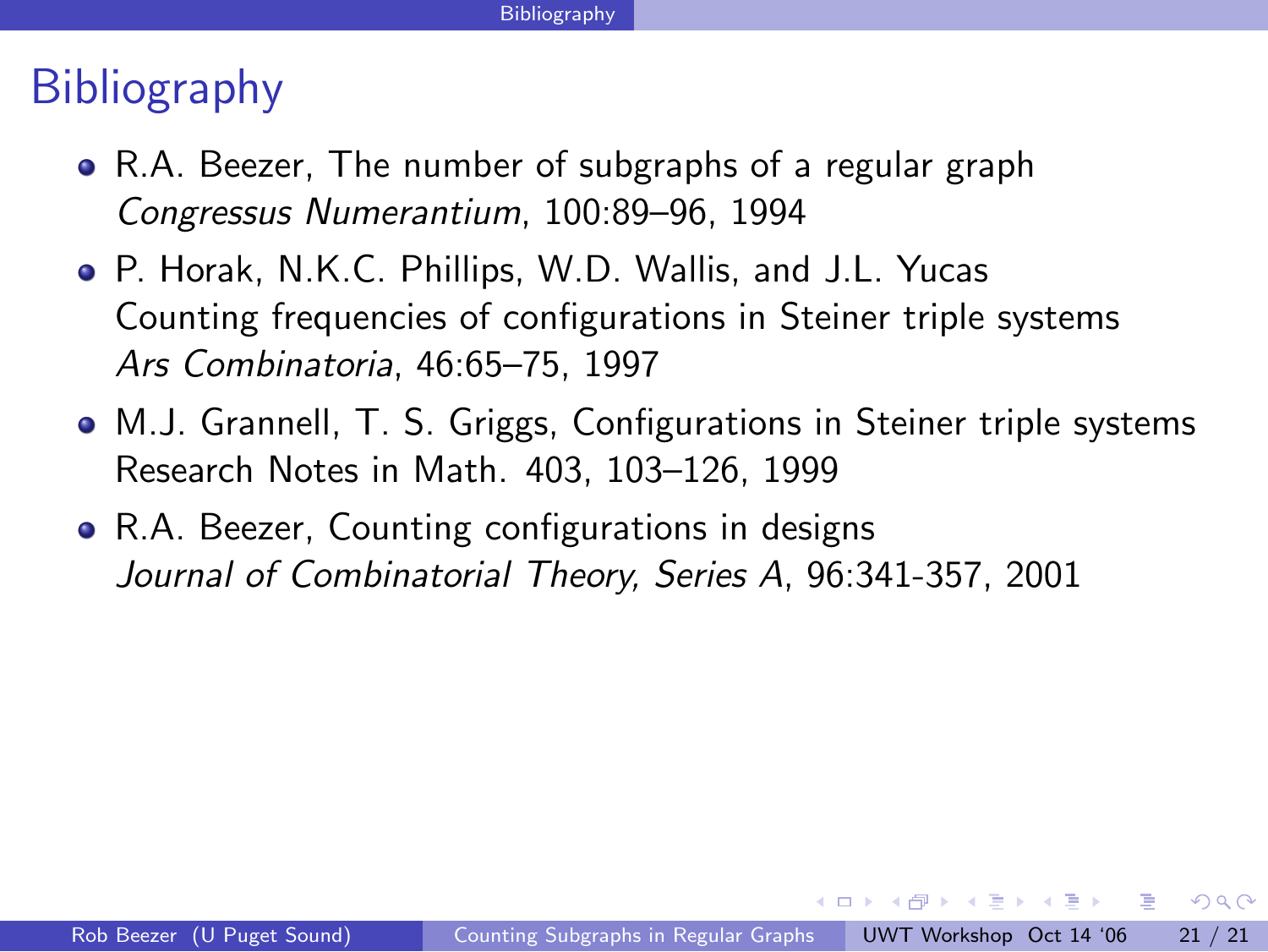# Bibliography

- R.A. Beezer, The number of subgraphs of a regular graph
  *Congressus Numerantium*, 100:89–96, 1994
- P. Horak, N.K.C. Phillips, W.D. Wallis, and J.L. Yucas
  Counting frequencies of configurations in Steiner triple systems
  *Ars Combinatoria*, 46:65–75, 1997
- M.J. Grannell, T. S. Griggs, Configurations in Steiner triple systems
  Research Notes in Math. 403, 103–126, 1999
- R.A. Beezer, Counting configurations in designs
  *Journal of Combinatorial Theory, Series A*, 96:341-357, 2001